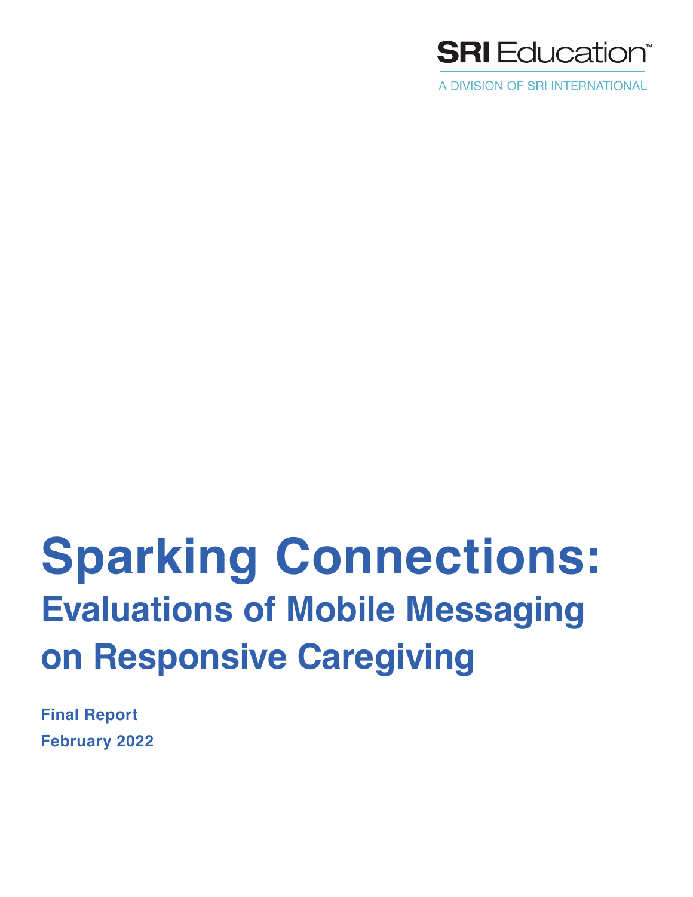SRI Education™

A DIVISION OF SRI INTERNATIONAL

# Sparking Connections:

## Evaluations of Mobile Messaging on Responsive Caregiving

**Final Report**

**February 2022**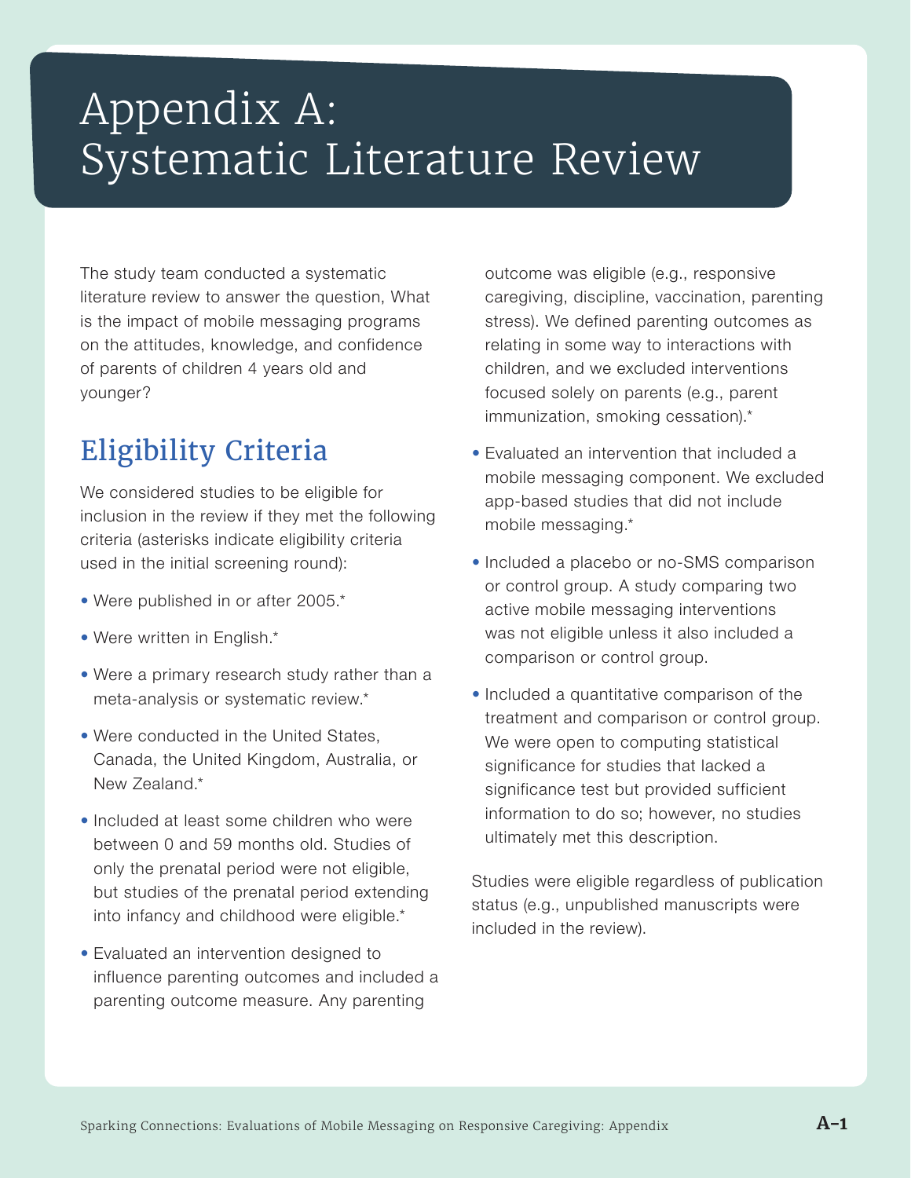# Appendix A: Systematic Literature Review

The study team conducted a systematic literature review to answer the question, What is the impact of mobile messaging programs on the attitudes, knowledge, and confidence of parents of children 4 years old and younger?

## Eligibility Criteria

We considered studies to be eligible for inclusion in the review if they met the following criteria (asterisks indicate eligibility criteria used in the initial screening round):

- Were published in or after 2005.*
- Were written in English.*
- Were a primary research study rather than a meta-analysis or systematic review.*
- Were conducted in the United States, Canada, the United Kingdom, Australia, or New Zealand.*
- Included at least some children who were between 0 and 59 months old. Studies of only the prenatal period were not eligible, but studies of the prenatal period extending into infancy and childhood were eligible.*
- Evaluated an intervention designed to influence parenting outcomes and included a parenting outcome measure. Any parenting outcome was eligible (e.g., responsive caregiving, discipline, vaccination, parenting stress). We defined parenting outcomes as relating in some way to interactions with children, and we excluded interventions focused solely on parents (e.g., parent immunization, smoking cessation).*
- Evaluated an intervention that included a mobile messaging component. We excluded app-based studies that did not include mobile messaging.*
- Included a placebo or no-SMS comparison or control group. A study comparing two active mobile messaging interventions was not eligible unless it also included a comparison or control group.
- Included a quantitative comparison of the treatment and comparison or control group. We were open to computing statistical significance for studies that lacked a significance test but provided sufficient information to do so; however, no studies ultimately met this description.

Studies were eligible regardless of publication status (e.g., unpublished manuscripts were included in the review).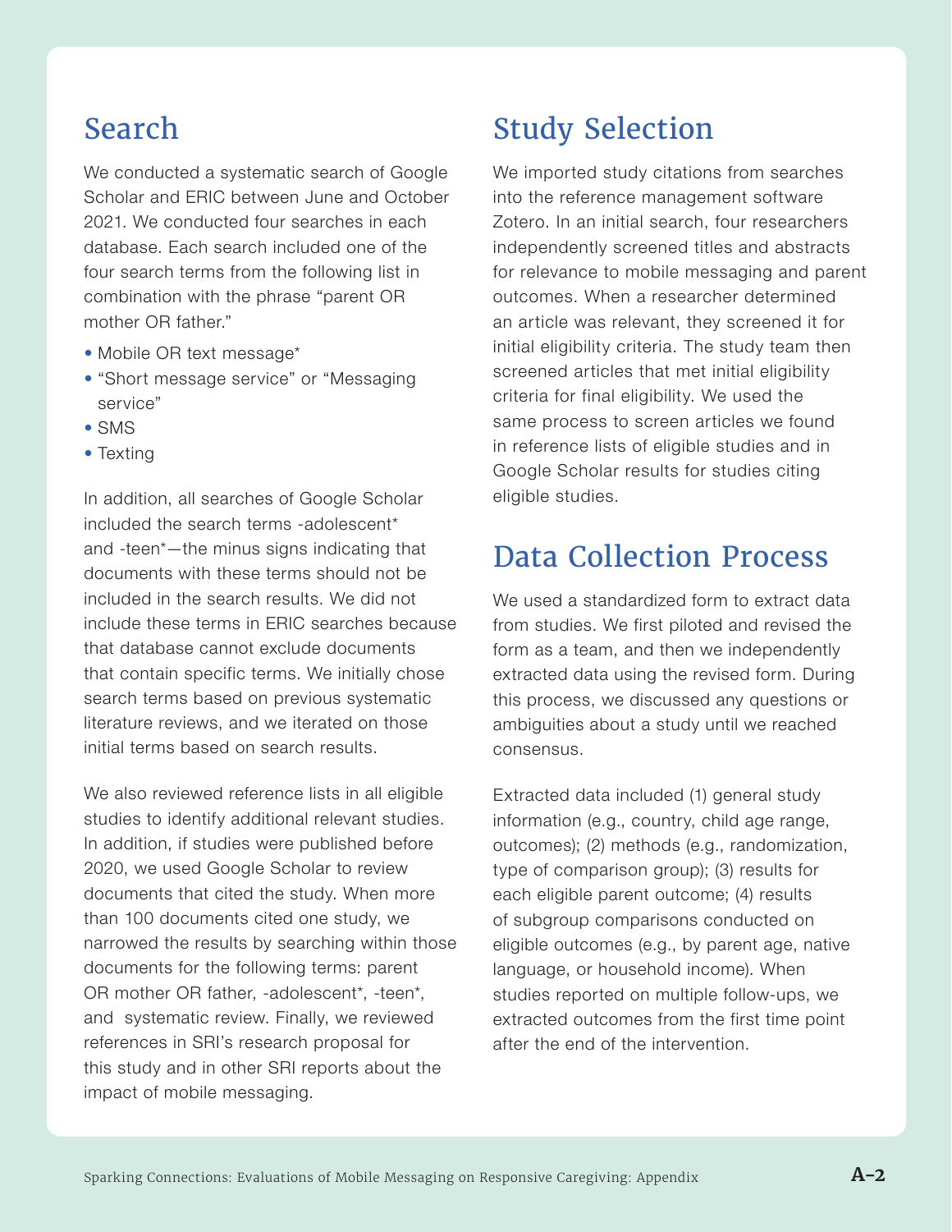## Search

We conducted a systematic search of Google Scholar and ERIC between June and October 2021. We conducted four searches in each database. Each search included one of the four search terms from the following list in combination with the phrase "parent OR mother OR father."

- Mobile OR text message*
- "Short message service" or "Messaging service"
- SMS
- Texting

In addition, all searches of Google Scholar included the search terms -adolescent* and -teen*—the minus signs indicating that documents with these terms should not be included in the search results. We did not include these terms in ERIC searches because that database cannot exclude documents that contain specific terms. We initially chose search terms based on previous systematic literature reviews, and we iterated on those initial terms based on search results.

We also reviewed reference lists in all eligible studies to identify additional relevant studies. In addition, if studies were published before 2020, we used Google Scholar to review documents that cited the study. When more than 100 documents cited one study, we narrowed the results by searching within those documents for the following terms: parent OR mother OR father, -adolescent*, -teen*, and systematic review. Finally, we reviewed references in SRI's research proposal for this study and in other SRI reports about the impact of mobile messaging.

## Study Selection

We imported study citations from searches into the reference management software Zotero. In an initial search, four researchers independently screened titles and abstracts for relevance to mobile messaging and parent outcomes. When a researcher determined an article was relevant, they screened it for initial eligibility criteria. The study team then screened articles that met initial eligibility criteria for final eligibility. We used the same process to screen articles we found in reference lists of eligible studies and in Google Scholar results for studies citing eligible studies.

## Data Collection Process

We used a standardized form to extract data from studies. We first piloted and revised the form as a team, and then we independently extracted data using the revised form. During this process, we discussed any questions or ambiguities about a study until we reached consensus.

Extracted data included (1) general study information (e.g., country, child age range, outcomes); (2) methods (e.g., randomization, type of comparison group); (3) results for each eligible parent outcome; (4) results of subgroup comparisons conducted on eligible outcomes (e.g., by parent age, native language, or household income). When studies reported on multiple follow-ups, we extracted outcomes from the first time point after the end of the intervention.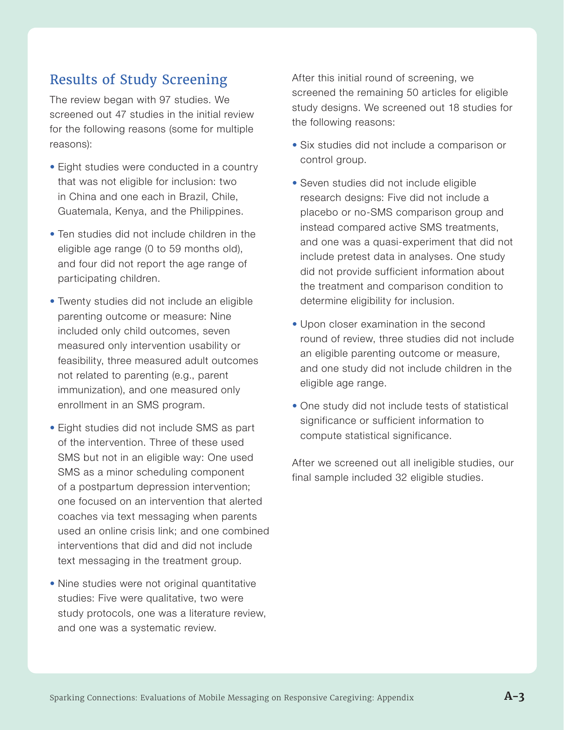## Results of Study Screening

The review began with 97 studies. We screened out 47 studies in the initial review for the following reasons (some for multiple reasons):

- Eight studies were conducted in a country that was not eligible for inclusion: two in China and one each in Brazil, Chile, Guatemala, Kenya, and the Philippines.
- Ten studies did not include children in the eligible age range (0 to 59 months old), and four did not report the age range of participating children.
- Twenty studies did not include an eligible parenting outcome or measure: Nine included only child outcomes, seven measured only intervention usability or feasibility, three measured adult outcomes not related to parenting (e.g., parent immunization), and one measured only enrollment in an SMS program.
- Eight studies did not include SMS as part of the intervention. Three of these used SMS but not in an eligible way: One used SMS as a minor scheduling component of a postpartum depression intervention; one focused on an intervention that alerted coaches via text messaging when parents used an online crisis link; and one combined interventions that did and did not include text messaging in the treatment group.
- Nine studies were not original quantitative studies: Five were qualitative, two were study protocols, one was a literature review, and one was a systematic review.

After this initial round of screening, we screened the remaining 50 articles for eligible study designs. We screened out 18 studies for the following reasons:

- Six studies did not include a comparison or control group.
- Seven studies did not include eligible research designs: Five did not include a placebo or no-SMS comparison group and instead compared active SMS treatments, and one was a quasi-experiment that did not include pretest data in analyses. One study did not provide sufficient information about the treatment and comparison condition to determine eligibility for inclusion.
- Upon closer examination in the second round of review, three studies did not include an eligible parenting outcome or measure, and one study did not include children in the eligible age range.
- One study did not include tests of statistical significance or sufficient information to compute statistical significance.

After we screened out all ineligible studies, our final sample included 32 eligible studies.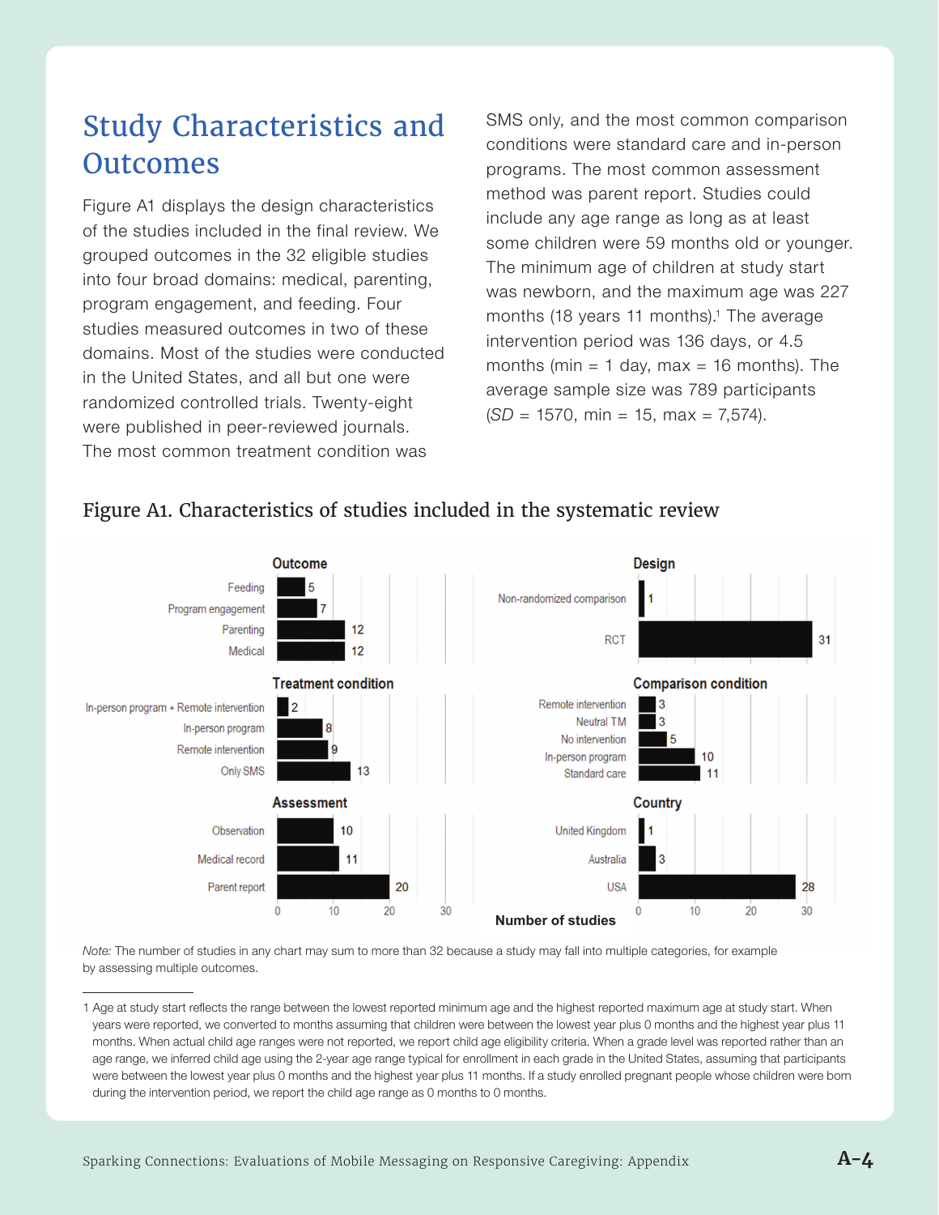## Study Characteristics and Outcomes

Figure A1 displays the design characteristics of the studies included in the final review. We grouped outcomes in the 32 eligible studies into four broad domains: medical, parenting, program engagement, and feeding. Four studies measured outcomes in two of these domains. Most of the studies were conducted in the United States, and all but one were randomized controlled trials. Twenty-eight were published in peer-reviewed journals. The most common treatment condition was SMS only, and the most common comparison conditions were standard care and in-person programs. The most common assessment method was parent report. Studies could include any age range as long as at least some children were 59 months old or younger. The minimum age of children at study start was newborn, and the maximum age was 227 months (18 years 11 months).[1] The average intervention period was 136 days, or 4.5 months (min = 1 day, max = 16 months). The average sample size was 789 participants (*SD* = 1570, min = 15, max = 7,574).

### Figure A1. Characteristics of studies included in the systematic review

**Outcome**

| Category | Number of studies |
|---|---|
| Feeding | 5 |
| Program engagement | 7 |
| Parenting | 12 |
| Medical | 12 |

**Design**

| Category | Number of studies |
|---|---|
| Non-randomized comparison | 1 |
| RCT | 31 |

**Treatment condition**

| Category | Number of studies |
|---|---|
| In-person program + Remote intervention | 2 |
| In-person program | 8 |
| Remote intervention | 9 |
| Only SMS | 13 |

**Comparison condition**

| Category | Number of studies |
|---|---|
| Remote intervention | 3 |
| Neutral TM | 3 |
| No intervention | 5 |
| In-person program | 10 |
| Standard care | 11 |

**Assessment**

| Category | Number of studies |
|---|---|
| Observation | 10 |
| Medical record | 11 |
| Parent report | 20 |

**Country**

| Category | Number of studies |
|---|---|
| United Kingdom | 1 |
| Australia | 3 |
| USA | 28 |

*Note:* The number of studies in any chart may sum to more than 32 because a study may fall into multiple categories, for example by assessing multiple outcomes.

[1] Age at study start reflects the range between the lowest reported minimum age and the highest reported maximum age at study start. When years were reported, we converted to months assuming that children were between the lowest year plus 0 months and the highest year plus 11 months. When actual child age ranges were not reported, we report child age eligibility criteria. When a grade level was reported rather than an age range, we inferred child age using the 2-year age range typical for enrollment in each grade in the United States, assuming that participants were between the lowest year plus 0 months and the highest year plus 11 months. If a study enrolled pregnant people whose children were born during the intervention period, we report the child age range as 0 months to 0 months.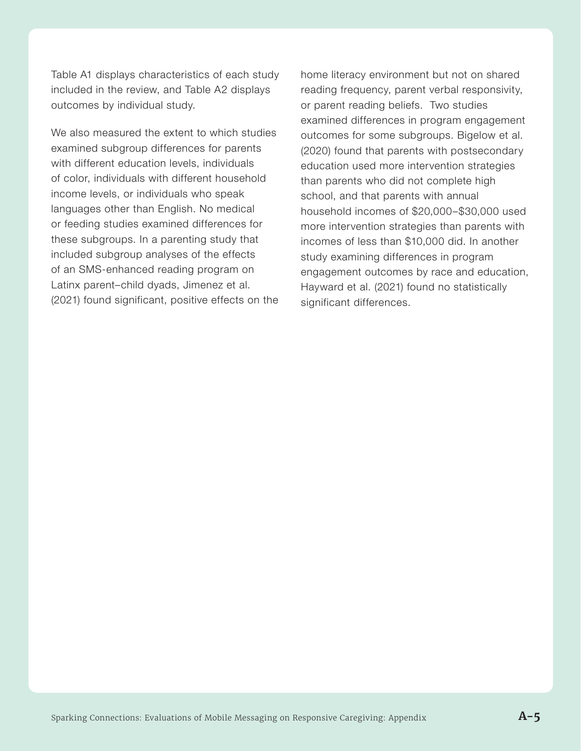Table A1 displays characteristics of each study included in the review, and Table A2 displays outcomes by individual study.

We also measured the extent to which studies examined subgroup differences for parents with different education levels, individuals of color, individuals with different household income levels, or individuals who speak languages other than English. No medical or feeding studies examined differences for these subgroups. In a parenting study that included subgroup analyses of the effects of an SMS-enhanced reading program on Latinx parent–child dyads, Jimenez et al. (2021) found significant, positive effects on the home literacy environment but not on shared reading frequency, parent verbal responsivity, or parent reading beliefs. Two studies examined differences in program engagement outcomes for some subgroups. Bigelow et al. (2020) found that parents with postsecondary education used more intervention strategies than parents who did not complete high school, and that parents with annual household incomes of $20,000–$30,000 used more intervention strategies than parents with incomes of less than $10,000 did. In another study examining differences in program engagement outcomes by race and education, Hayward et al. (2021) found no statistically significant differences.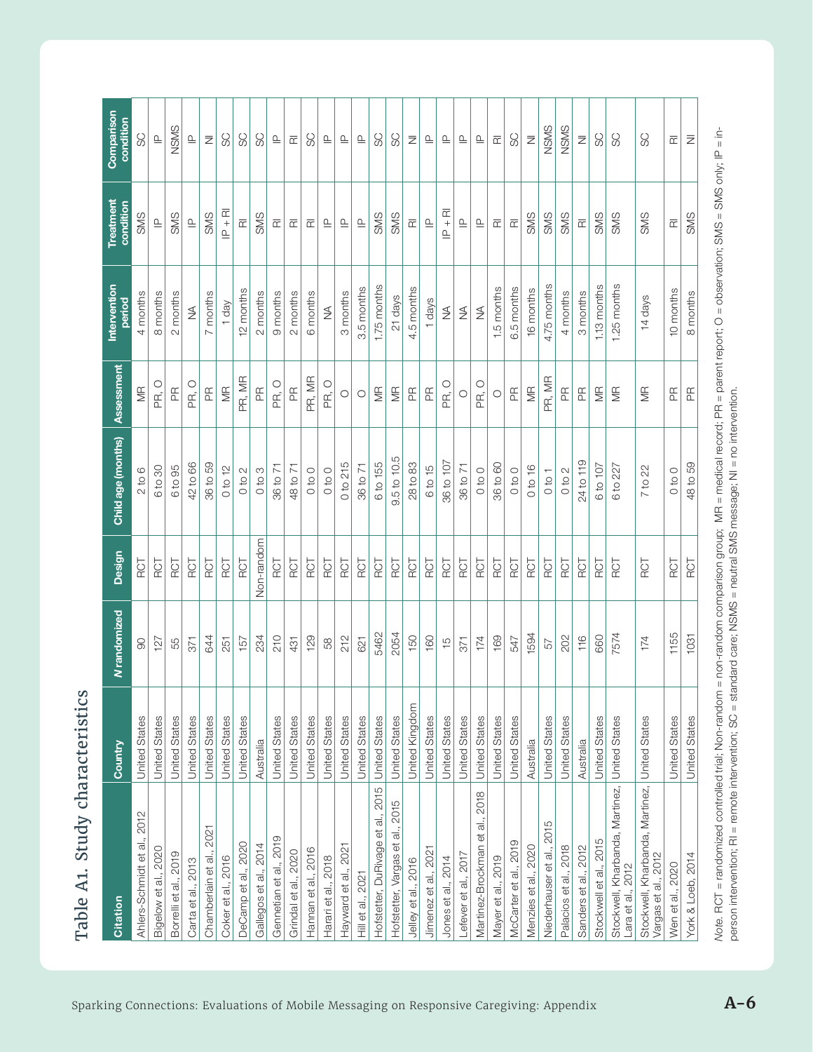# Table A1. Study characteristics

| Citation | Country | N randomized | Design | Child age (months) | Assessment | Intervention period | Treatment condition | Comparison condition |
|---|---|---|---|---|---|---|---|---|
| Ahlers-Schmidt et al., 2012 | United States | 90 | RCT | 2 to 6 | MR | 4 months | SMS | SC |
| Bigelow et al., 2020 | United States | 127 | RCT | 6 to 30 | PR, O | 8 months | IP | IP |
| Borrelli et al., 2019 | United States | 55 | RCT | 6 to 95 | PR | 2 months | SMS | NSMS |
| Carta et al., 2013 | United States | 371 | RCT | 42 to 66 | PR, O | NA | IP | IP |
| Chamberlain et al., 2021 | United States | 644 | RCT | 36 to 59 | PR | 7 months | SMS | NI |
| Coker et al., 2016 | United States | 251 | RCT | 0 to 12 | MR | 1 day | IP + RI | SC |
| DeCamp et al., 2020 | United States | 157 | RCT | 0 to 2 | PR, MR | 12 months | RI | SC |
| Gallegos et al., 2014 | Australia | 234 | Non-random | 0 to 3 | PR | 2 months | SMS | SC |
| Gennetian et al., 2019 | United States | 210 | RCT | 36 to 71 | PR, O | 9 months | RI | IP |
| Grindal et al., 2020 | United States | 431 | RCT | 48 to 71 | PR | 2 months | RI | RI |
| Hannan et al., 2016 | United States | 129 | RCT | 0 to 0 | PR, MR | 6 months | RI | SC |
| Harari et al., 2018 | United States | 58 | RCT | 0 to 0 | PR, O | NA | IP | IP |
| Hayward et al., 2021 | United States | 212 | RCT | 0 to 215 | O | 3 months | IP | IP |
| Hill et al., 2021 | United States | 621 | RCT | 36 to 71 | O | 3.5 months | IP | IP |
| Hofstetter, DuRivage et al., 2015 | United States | 5462 | RCT | 6 to 155 | MR | 1.75 months | SMS | SC |
| Hofstetter, Vargas et al., 2015 | United States | 2054 | RCT | 9.5 to 10.5 | MR | 21 days | SMS | SC |
| Jelley et al., 2016 | United Kingdom | 150 | RCT | 28 to 83 | PR | 4.5 months | RI | NI |
| Jimenez et al., 2021 | United States | 160 | RCT | 6 to 15 | PR | 1 days | IP | IP |
| Jones et al., 2014 | United States | 15 | RCT | 36 to 107 | PR, O | NA | IP + RI | IP |
| Lefever et al., 2017 | United States | 371 | RCT | 36 to 71 | O | NA | IP | IP |
| Martinez-Brockman et al., 2018 | United States | 174 | RCT | 0 to 0 | PR, O | NA | IP | IP |
| Mayer et al., 2019 | United States | 169 | RCT | 36 to 60 | O | 1.5 months | RI | RI |
| McCarter et al., 2019 | United States | 547 | RCT | 0 to 0 | PR | 6.5 months | RI | SC |
| Menzies et al., 2020 | Australia | 1594 | RCT | 0 to 16 | MR | 16 months | SMS | NI |
| Niederhauser et al., 2015 | United States | 57 | RCT | 0 to 1 | PR, MR | 4.75 months | SMS | NSMS |
| Palacios et al., 2018 | United States | 202 | RCT | 0 to 2 | PR | 4 months | SMS | NSMS |
| Sanders et al., 2012 | Australia | 116 | RCT | 24 to 119 | PR | 3 months | RI | NI |
| Stockwell et al., 2015 | United States | 660 | RCT | 6 to 107 | MR | 1.13 months | SMS | SC |
| Stockwell, Kharbanda, Martinez, Lara et al., 2012 | United States | 7574 | RCT | 6 to 227 | MR | 1.25 months | SMS | SC |
| Stockwell, Kharbanda, Martinez, Vargas et al., 2012 | United States | 174 | RCT | 7 to 22 | MR | 14 days | SMS | SC |
| Wen et al., 2020 | United States | 1155 | RCT | 0 to 0 | PR | 10 months | RI | RI |
| York & Loeb, 2014 | United States | 1031 | RCT | 48 to 59 | PR | 8 months | SMS | NI |

*Note.* RCT = randomized controlled trial; Non-random = non-random comparison group; MR = medical record; PR = parent report; O = observation; SMS = SMS only; IP = in-person intervention; RI = remote intervention; SC = standard care; NSMS = neutral SMS message; NI = no intervention.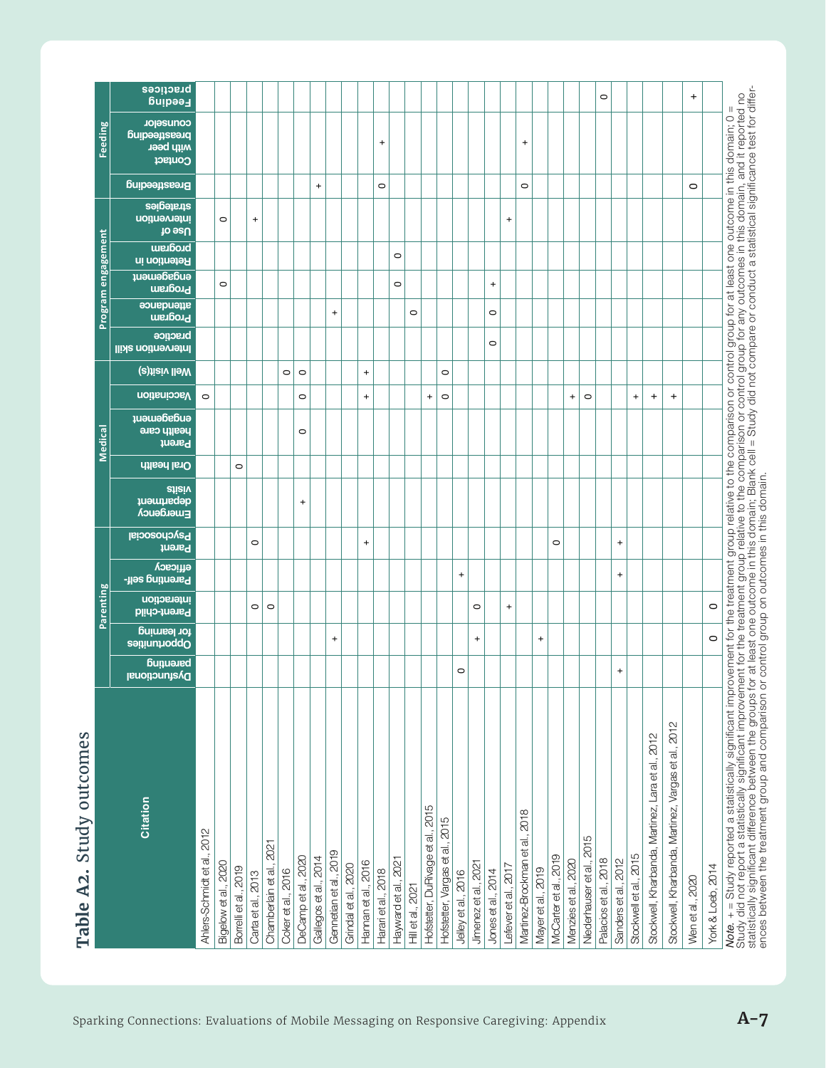## Table A2. Study outcomes

| Citation | Parenting | | | | | Medical | | | | | Program engagement | | | | | Feeding | | |
|---|---|---|---|---|---|---|---|---|---|---|---|---|---|---|---|---|---|---|
| | Dysfunctional parenting | Opportunities for learning | Parent-child interaction | Parenting self-efficacy | Parent Psychosocial | Emergency department visits | Oral health | Parent health care engagement | Vaccination | Well visit(s) | Intervention skill practice | Program attendance | Program engagement | Retention in program | Use of intervention strategies | Breastfeeding | Contact with peer breastfeeding counselor | Feeding practices |
| Ahlers-Schmidt et al., 2012 | | | | | | | | | 0 | | | | | | | | | |
| Bigelow et al., 2020 | | | | | | | | | | | | | 0 | | 0 | | | |
| Borrelli et al., 2019 | | | | | | | 0 | | | | | | | | | | | |
| Carta et al., 2013 | | | 0 | | 0 | | | | | | | | | | + | | | |
| Chamberlain et al., 2021 | | | 0 | | | | | | | | | | | | | | | |
| Coker et al., 2016 | | | | | | | | | | 0 | | | | | | | | |
| DeCamp et al., 2020 | | | | | | + | | 0 | 0 | 0 | | | | | | | | |
| Gallegos et al., 2014 | | | | | | | | | | | | | | | | + | | |
| Gennetian et al., 2019 | | + | | | | | | | | | | + | | | | | | |
| Grindal et al., 2020 | | | | | | | | | | | | | | | | | | |
| Hannan et al., 2016 | | | | | + | | | | + | + | | | | | | | | |
| Harari et al., 2018 | | | | | | | | | | | | | | | | 0 | + | |
| Hayward et al., 2021 | | | | | | | | | | | | | 0 | 0 | | | | |
| Hill et al., 2021 | | | | | | | | | | | | 0 | | | | | | |
| Hofstetter, DuRivage et al., 2015 | | | | | | | | | + | | | | | | | | | |
| Hofstetter, Vargas et al., 2015 | | | | | | | | | 0 | 0 | | | | | | | | |
| Jelley et al., 2016 | 0 | | | + | | | | | | | | | | | | | | |
| Jimenez et al., 2021 | | + | 0 | | | | | | | | | | | | | | | |
| Jones et al., 2014 | | | | | | | | | | | 0 | 0 | + | | | | | |
| Lefever et al., 2017 | | | + | | | | | | | | | | | | + | | | |
| Martinez-Brockman et al., 2018 | | | | | | | | | | | | | | | | 0 | + | |
| Mayer et al., 2019 | | + | | | | | | | | | | | | | | | | |
| McCarter et al., 2019 | | | | | 0 | | | | | | | | | | | | | |
| Menzies et al., 2020 | | | | | | | | | + | | | | | | | | | |
| Niederhauser et al., 2015 | | | | | | | | | 0 | | | | | | | | | |
| Palacios et al., 2018 | | | | | | | | | | | | | | | | | | 0 |
| Sanders et al., 2012 | + | | | + | + | | | | | | | | | | | | | |
| Stockwell et al., 2015 | | | | | | | | | + | | | | | | | | | |
| Stockwell, Kharbanda, Martinez, Lara et al., 2012 | | | | | | | | | + | | | | | | | | | |
| Stockwell, Kharbanda, Martinez, Vargas et al., 2012 | | | | | | | | | + | | | | | | | | | |
| Wen et al., 2020 | | | | | | | | | | | | | | | | 0 | | + |
| York & Loeb, 2014 | | 0 | 0 | | | | | | | | | | | | | | | |

*Note.* + = Study reported a statistically significant improvement for the treatment group relative to the comparison or control group for at least one outcome in this domain; 0 = Study did not report a statistically significant improvement for the treatment group relative to the comparison or control group for any outcomes in this domain, and it reported no statistically significant difference between the groups for at least one outcome in this domain; Blank cell = Study did not compare or conduct a statistical significance test for differences between the treatment group and comparison or control group on outcomes in this domain.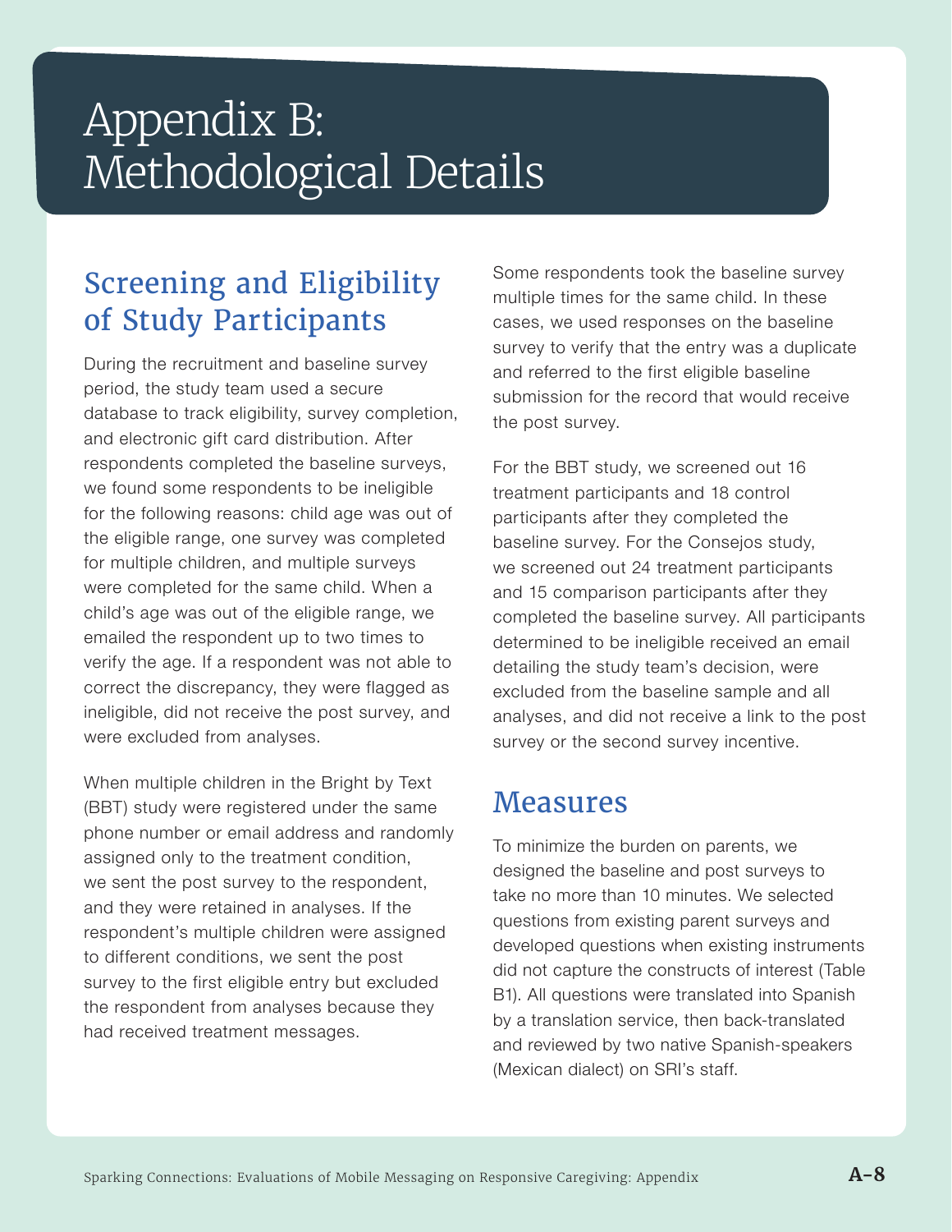# Appendix B: Methodological Details

## Screening and Eligibility of Study Participants

During the recruitment and baseline survey period, the study team used a secure database to track eligibility, survey completion, and electronic gift card distribution. After respondents completed the baseline surveys, we found some respondents to be ineligible for the following reasons: child age was out of the eligible range, one survey was completed for multiple children, and multiple surveys were completed for the same child. When a child's age was out of the eligible range, we emailed the respondent up to two times to verify the age. If a respondent was not able to correct the discrepancy, they were flagged as ineligible, did not receive the post survey, and were excluded from analyses.

When multiple children in the Bright by Text (BBT) study were registered under the same phone number or email address and randomly assigned only to the treatment condition, we sent the post survey to the respondent, and they were retained in analyses. If the respondent's multiple children were assigned to different conditions, we sent the post survey to the first eligible entry but excluded the respondent from analyses because they had received treatment messages.

Some respondents took the baseline survey multiple times for the same child. In these cases, we used responses on the baseline survey to verify that the entry was a duplicate and referred to the first eligible baseline submission for the record that would receive the post survey.

For the BBT study, we screened out 16 treatment participants and 18 control participants after they completed the baseline survey. For the Consejos study, we screened out 24 treatment participants and 15 comparison participants after they completed the baseline survey. All participants determined to be ineligible received an email detailing the study team's decision, were excluded from the baseline sample and all analyses, and did not receive a link to the post survey or the second survey incentive.

## Measures

To minimize the burden on parents, we designed the baseline and post surveys to take no more than 10 minutes. We selected questions from existing parent surveys and developed questions when existing instruments did not capture the constructs of interest (Table B1). All questions were translated into Spanish by a translation service, then back-translated and reviewed by two native Spanish-speakers (Mexican dialect) on SRI's staff.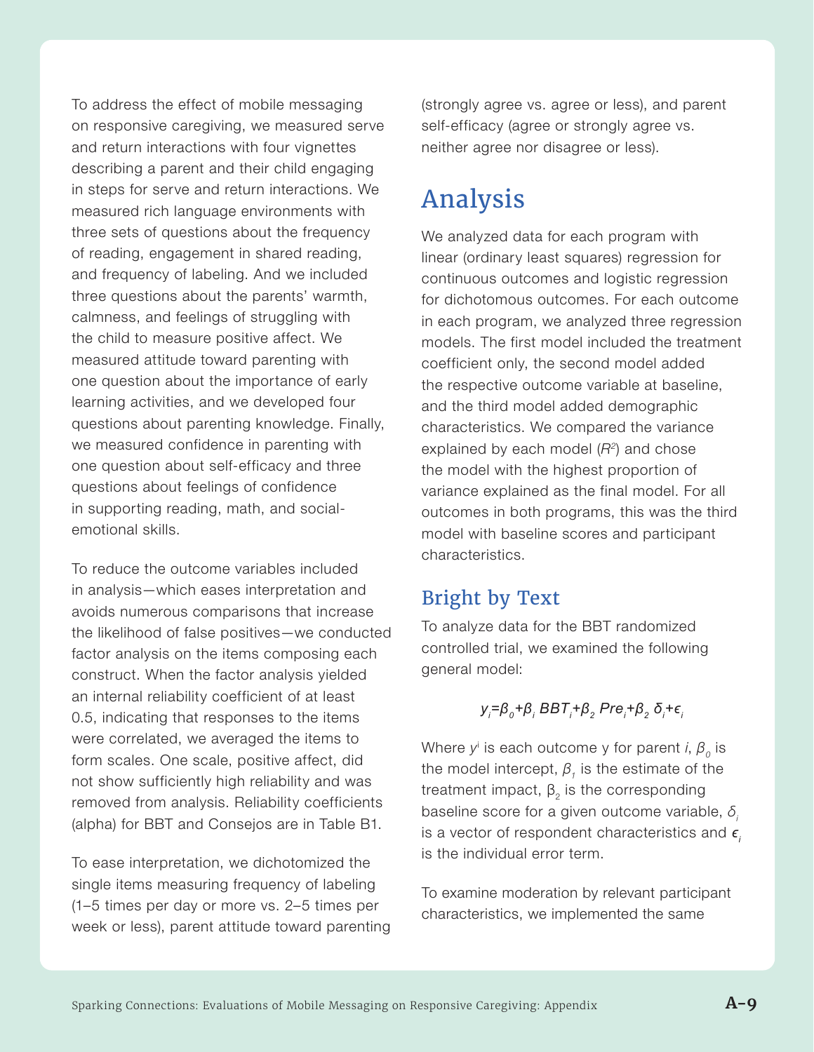To address the effect of mobile messaging on responsive caregiving, we measured serve and return interactions with four vignettes describing a parent and their child engaging in steps for serve and return interactions. We measured rich language environments with three sets of questions about the frequency of reading, engagement in shared reading, and frequency of labeling. And we included three questions about the parents' warmth, calmness, and feelings of struggling with the child to measure positive affect. We measured attitude toward parenting with one question about the importance of early learning activities, and we developed four questions about parenting knowledge. Finally, we measured confidence in parenting with one question about self-efficacy and three questions about feelings of confidence in supporting reading, math, and social-emotional skills.

To reduce the outcome variables included in analysis—which eases interpretation and avoids numerous comparisons that increase the likelihood of false positives—we conducted factor analysis on the items composing each construct. When the factor analysis yielded an internal reliability coefficient of at least 0.5, indicating that responses to the items were correlated, we averaged the items to form scales. One scale, positive affect, did not show sufficiently high reliability and was removed from analysis. Reliability coefficients (alpha) for BBT and Consejos are in Table B1.

To ease interpretation, we dichotomized the single items measuring frequency of labeling (1–5 times per day or more vs. 2–5 times per week or less), parent attitude toward parenting (strongly agree vs. agree or less), and parent self-efficacy (agree or strongly agree vs. neither agree nor disagree or less).

## Analysis

We analyzed data for each program with linear (ordinary least squares) regression for continuous outcomes and logistic regression for dichotomous outcomes. For each outcome in each program, we analyzed three regression models. The first model included the treatment coefficient only, the second model added the respective outcome variable at baseline, and the third model added demographic characteristics. We compared the variance explained by each model ($R^2$) and chose the model with the highest proportion of variance explained as the final model. For all outcomes in both programs, this was the third model with baseline scores and participant characteristics.

### Bright by Text

To analyze data for the BBT randomized controlled trial, we examined the following general model:

$$y_i=\beta_0+\beta_i \, BBT_i+\beta_2 \, Pre_i+\beta_2 \, \delta_i+\epsilon_i$$

Where $y^i$ is each outcome y for parent $i$, $\beta_0$ is the model intercept, $\beta_1$ is the estimate of the treatment impact, $\beta_2$ is the corresponding baseline score for a given outcome variable, $\delta_i$ is a vector of respondent characteristics and $\epsilon_i$ is the individual error term.

To examine moderation by relevant participant characteristics, we implemented the same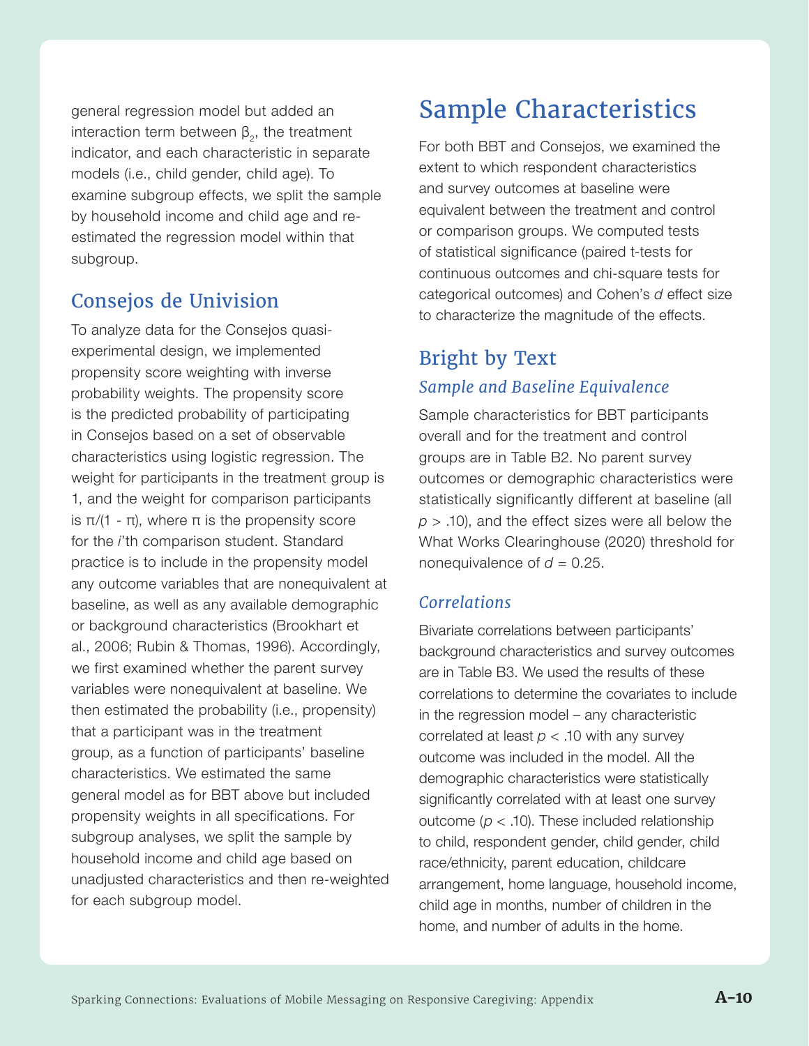general regression model but added an interaction term between $\beta_2$, the treatment indicator, and each characteristic in separate models (i.e., child gender, child age). To examine subgroup effects, we split the sample by household income and child age and re-estimated the regression model within that subgroup.

## Consejos de Univision

To analyze data for the Consejos quasi-experimental design, we implemented propensity score weighting with inverse probability weights. The propensity score is the predicted probability of participating in Consejos based on a set of observable characteristics using logistic regression. The weight for participants in the treatment group is 1, and the weight for comparison participants is $\pi/(1 - \pi)$, where $\pi$ is the propensity score for the *i*'th comparison student. Standard practice is to include in the propensity model any outcome variables that are nonequivalent at baseline, as well as any available demographic or background characteristics (Brookhart et al., 2006; Rubin & Thomas, 1996). Accordingly, we first examined whether the parent survey variables were nonequivalent at baseline. We then estimated the probability (i.e., propensity) that a participant was in the treatment group, as a function of participants' baseline characteristics. We estimated the same general model as for BBT above but included propensity weights in all specifications. For subgroup analyses, we split the sample by household income and child age based on unadjusted characteristics and then re-weighted for each subgroup model.

# Sample Characteristics

For both BBT and Consejos, we examined the extent to which respondent characteristics and survey outcomes at baseline were equivalent between the treatment and control or comparison groups. We computed tests of statistical significance (paired t-tests for continuous outcomes and chi-square tests for categorical outcomes) and Cohen's *d* effect size to characterize the magnitude of the effects.

## Bright by Text

### *Sample and Baseline Equivalence*

Sample characteristics for BBT participants overall and for the treatment and control groups are in Table B2. No parent survey outcomes or demographic characteristics were statistically significantly different at baseline (all $p > .10$), and the effect sizes were all below the What Works Clearinghouse (2020) threshold for nonequivalence of $d = 0.25$.

### *Correlations*

Bivariate correlations between participants' background characteristics and survey outcomes are in Table B3. We used the results of these correlations to determine the covariates to include in the regression model – any characteristic correlated at least $p < .10$ with any survey outcome was included in the model. All the demographic characteristics were statistically significantly correlated with at least one survey outcome ($p < .10$). These included relationship to child, respondent gender, child gender, child race/ethnicity, parent education, childcare arrangement, home language, household income, child age in months, number of children in the home, and number of adults in the home.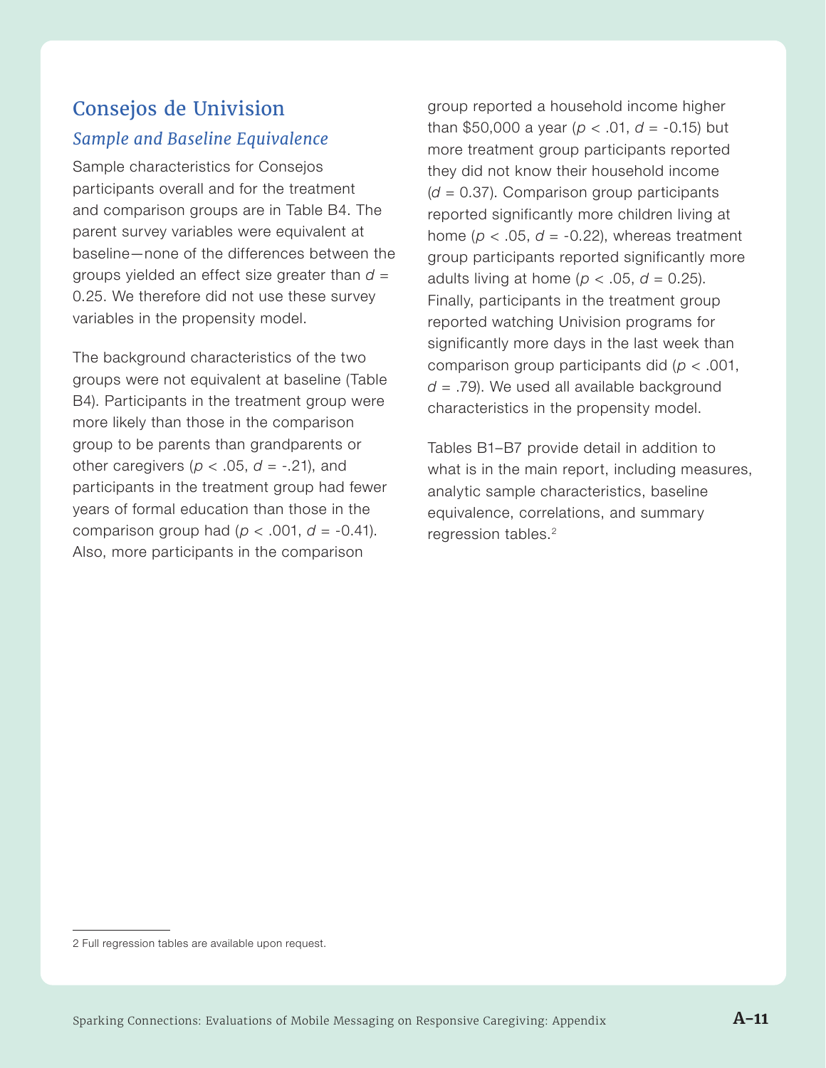## Consejos de Univision

### *Sample and Baseline Equivalence*

Sample characteristics for Consejos participants overall and for the treatment and comparison groups are in Table B4. The parent survey variables were equivalent at baseline—none of the differences between the groups yielded an effect size greater than $d$ = 0.25. We therefore did not use these survey variables in the propensity model.

The background characteristics of the two groups were not equivalent at baseline (Table B4). Participants in the treatment group were more likely than those in the comparison group to be parents than grandparents or other caregivers ($p < .05$, $d = -.21$), and participants in the treatment group had fewer years of formal education than those in the comparison group had ($p < .001$, $d = -0.41$). Also, more participants in the comparison group reported a household income higher than $50,000 a year ($p < .01$, $d = -0.15$) but more treatment group participants reported they did not know their household income ($d = 0.37$). Comparison group participants reported significantly more children living at home ($p < .05$, $d = -0.22$), whereas treatment group participants reported significantly more adults living at home ($p < .05$, $d = 0.25$). Finally, participants in the treatment group reported watching Univision programs for significantly more days in the last week than comparison group participants did ($p < .001$, $d = .79$). We used all available background characteristics in the propensity model.

Tables B1–B7 provide detail in addition to what is in the main report, including measures, analytic sample characteristics, baseline equivalence, correlations, and summary regression tables.[2]

---

2 Full regression tables are available upon request.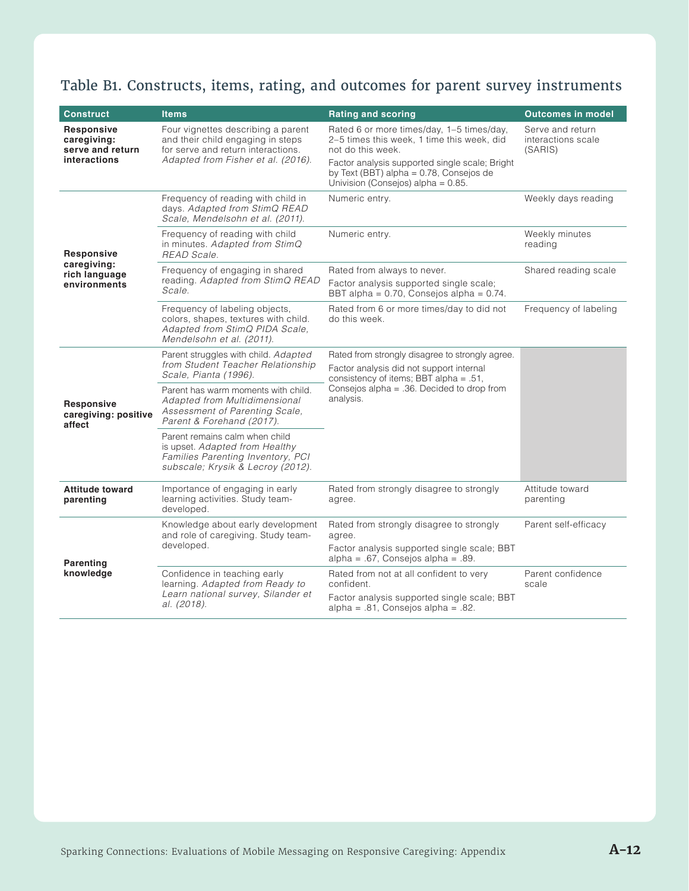# Table B1. Constructs, items, rating, and outcomes for parent survey instruments

| Construct | Items | Rating and scoring | Outcomes in model |
|---|---|---|---|
| **Responsive caregiving: serve and return interactions** | Four vignettes describing a parent and their child engaging in steps for serve and return interactions. *Adapted from Fisher et al. (2016).* | Rated 6 or more times/day, 1–5 times/day, 2–5 times this week, 1 time this week, did not do this week. Factor analysis supported single scale; Bright by Text (BBT) alpha = 0.78, Consejos de Univision (Consejos) alpha = 0.85. | Serve and return interactions scale (SARIS) |
| **Responsive caregiving: rich language environments** | Frequency of reading with child in days. *Adapted from StimQ READ Scale, Mendelsohn et al. (2011).* | Numeric entry. | Weekly days reading |
| | Frequency of reading with child in minutes. *Adapted from StimQ READ Scale.* | Numeric entry. | Weekly minutes reading |
| | Frequency of engaging in shared reading. *Adapted from StimQ READ Scale.* | Rated from always to never. Factor analysis supported single scale; BBT alpha = 0.70, Consejos alpha = 0.74. | Shared reading scale |
| | Frequency of labeling objects, colors, shapes, textures with child. *Adapted from StimQ PIDA Scale, Mendelsohn et al. (2011).* | Rated from 6 or more times/day to did not do this week. | Frequency of labeling |
| **Responsive caregiving: positive affect** | Parent struggles with child. *Adapted from Student Teacher Relationship Scale, Pianta (1996).* | Rated from strongly disagree to strongly agree. Factor analysis did not support internal consistency of items; BBT alpha = .51, Consejos alpha = .36. Decided to drop from analysis. | |
| | Parent has warm moments with child. *Adapted from Multidimensional Assessment of Parenting Scale, Parent & Forehand (2017).* | | |
| | Parent remains calm when child is upset. *Adapted from Healthy Families Parenting Inventory, PCI subscale; Krysik & Lecroy (2012).* | | |
| **Attitude toward parenting** | Importance of engaging in early learning activities. Study team-developed. | Rated from strongly disagree to strongly agree. | Attitude toward parenting |
| **Parenting knowledge** | Knowledge about early development and role of caregiving. Study team-developed. | Rated from strongly disagree to strongly agree. Factor analysis supported single scale; BBT alpha = .67, Consejos alpha = .89. | Parent self-efficacy |
| | Confidence in teaching early learning. *Adapted from Ready to Learn national survey, Silander et al. (2018).* | Rated from not at all confident to very confident. Factor analysis supported single scale; BBT alpha = .81, Consejos alpha = .82. | Parent confidence scale |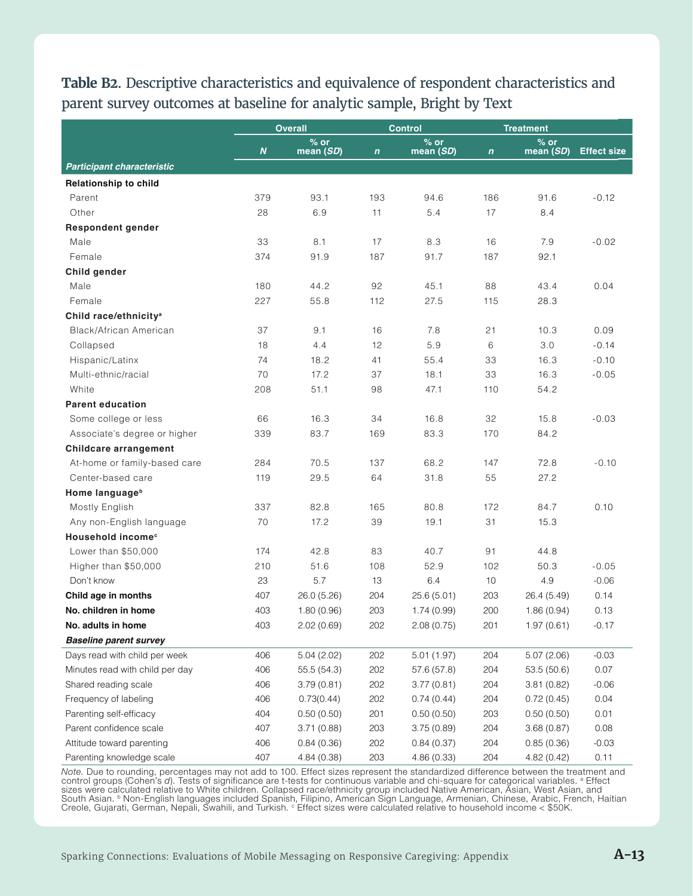**Table B2**. Descriptive characteristics and equivalence of respondent characteristics and parent survey outcomes at baseline for analytic sample, Bright by Text

| | Overall | | Control | | Treatment | | |
|---|---|---|---|---|---|---|---|
| | *N* | % or mean (*SD*) | *n* | % or mean (*SD*) | *n* | % or mean (*SD*) | Effect size |
| ***Participant characteristic*** | | | | | | | |
| **Relationship to child** | | | | | | | |
| Parent | 379 | 93.1 | 193 | 94.6 | 186 | 91.6 | -0.12 |
| Other | 28 | 6.9 | 11 | 5.4 | 17 | 8.4 | |
| **Respondent gender** | | | | | | | |
| Male | 33 | 8.1 | 17 | 8.3 | 16 | 7.9 | -0.02 |
| Female | 374 | 91.9 | 187 | 91.7 | 187 | 92.1 | |
| **Child gender** | | | | | | | |
| Male | 180 | 44.2 | 92 | 45.1 | 88 | 43.4 | 0.04 |
| Female | 227 | 55.8 | 112 | 27.5 | 115 | 28.3 | |
| **Child race/ethnicity[a]** | | | | | | | |
| Black/African American | 37 | 9.1 | 16 | 7.8 | 21 | 10.3 | 0.09 |
| Collapsed | 18 | 4.4 | 12 | 5.9 | 6 | 3.0 | -0.14 |
| Hispanic/Latinx | 74 | 18.2 | 41 | 55.4 | 33 | 16.3 | -0.10 |
| Multi-ethnic/racial | 70 | 17.2 | 37 | 18.1 | 33 | 16.3 | -0.05 |
| White | 208 | 51.1 | 98 | 47.1 | 110 | 54.2 | |
| **Parent education** | | | | | | | |
| Some college or less | 66 | 16.3 | 34 | 16.8 | 32 | 15.8 | -0.03 |
| Associate's degree or higher | 339 | 83.7 | 169 | 83.3 | 170 | 84.2 | |
| **Childcare arrangement** | | | | | | | |
| At-home or family-based care | 284 | 70.5 | 137 | 68.2 | 147 | 72.8 | -0.10 |
| Center-based care | 119 | 29.5 | 64 | 31.8 | 55 | 27.2 | |
| **Home language[b]** | | | | | | | |
| Mostly English | 337 | 82.8 | 165 | 80.8 | 172 | 84.7 | 0.10 |
| Any non-English language | 70 | 17.2 | 39 | 19.1 | 31 | 15.3 | |
| **Household income[c]** | | | | | | | |
| Lower than $50,000 | 174 | 42.8 | 83 | 40.7 | 91 | 44.8 | |
| Higher than $50,000 | 210 | 51.6 | 108 | 52.9 | 102 | 50.3 | -0.05 |
| Don't know | 23 | 5.7 | 13 | 6.4 | 10 | 4.9 | -0.06 |
| **Child age in months** | 407 | 26.0 (5.26) | 204 | 25.6 (5.01) | 203 | 26.4 (5.49) | 0.14 |
| **No. children in home** | 403 | 1.80 (0.96) | 203 | 1.74 (0.99) | 200 | 1.86 (0.94) | 0.13 |
| **No. adults in home** | 403 | 2.02 (0.69) | 202 | 2.08 (0.75) | 201 | 1.97 (0.61) | -0.17 |
| ***Baseline parent survey*** | | | | | | | |
| Days read with child per week | 406 | 5.04 (2.02) | 202 | 5.01 (1.97) | 204 | 5.07 (2.06) | -0.03 |
| Minutes read with child per day | 406 | 55.5 (54.3) | 202 | 57.6 (57.8) | 204 | 53.5 (50.6) | 0.07 |
| Shared reading scale | 406 | 3.79 (0.81) | 202 | 3.77 (0.81) | 204 | 3.81 (0.82) | -0.06 |
| Frequency of labeling | 406 | 0.73(0.44) | 202 | 0.74 (0.44) | 204 | 0.72 (0.45) | 0.04 |
| Parenting self-efficacy | 404 | 0.50 (0.50) | 201 | 0.50 (0.50) | 203 | 0.50 (0.50) | 0.01 |
| Parent confidence scale | 407 | 3.71 (0.88) | 203 | 3.75 (0.89) | 204 | 3.68 (0.87) | 0.08 |
| Attitude toward parenting | 406 | 0.84 (0.36) | 202 | 0.84 (0.37) | 204 | 0.85 (0.36) | -0.03 |
| Parenting knowledge scale | 407 | 4.84 (0.38) | 203 | 4.86 (0.33) | 204 | 4.82 (0.42) | 0.11 |

*Note.* Due to rounding, percentages may not add to 100. Effect sizes represent the standardized difference between the treatment and control groups (Cohen's *d*). Tests of significance are t-tests for continuous variable and chi-square for categorical variables. [a] Effect sizes were calculated relative to White children. Collapsed race/ethnicity group included Native American, Asian, West Asian, and South Asian. [b] Non-English languages included Spanish, Filipino, American Sign Language, Armenian, Chinese, Arabic, French, Haitian Creole, Gujarati, German, Nepali, Swahili, and Turkish. [c] Effect sizes were calculated relative to household income < $50K.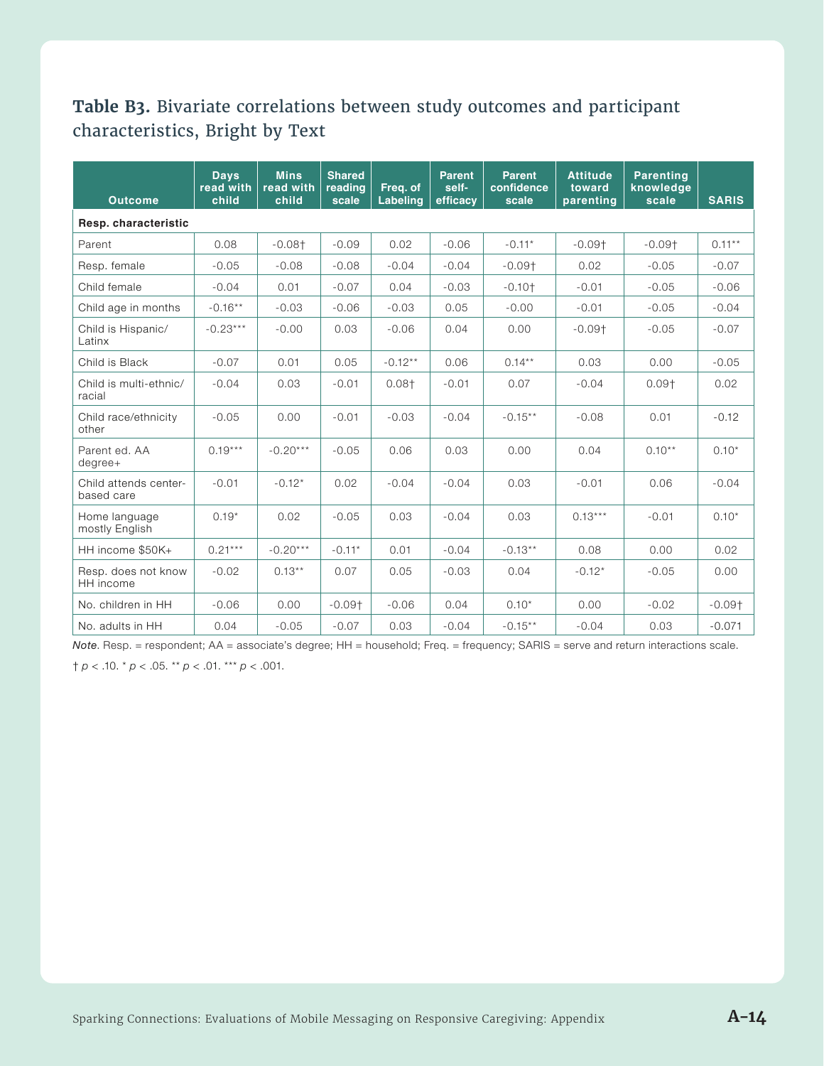**Table B3.** Bivariate correlations between study outcomes and participant characteristics, Bright by Text

| Outcome | Days read with child | Mins read with child | Shared reading scale | Freq. of Labeling | Parent self-efficacy | Parent confidence scale | Attitude toward parenting | Parenting knowledge scale | SARIS |
|---|---|---|---|---|---|---|---|---|---|
| **Resp. characteristic** | | | | | | | | | |
| Parent | 0.08 | -0.08† | -0.09 | 0.02 | -0.06 | -0.11* | -0.09† | -0.09† | 0.11** |
| Resp. female | -0.05 | -0.08 | -0.08 | -0.04 | -0.04 | -0.09† | 0.02 | -0.05 | -0.07 |
| Child female | -0.04 | 0.01 | -0.07 | 0.04 | -0.03 | -0.10† | -0.01 | -0.05 | -0.06 |
| Child age in months | -0.16** | -0.03 | -0.06 | -0.03 | 0.05 | -0.00 | -0.01 | -0.05 | -0.04 |
| Child is Hispanic/ Latinx | -0.23*** | -0.00 | 0.03 | -0.06 | 0.04 | 0.00 | -0.09† | -0.05 | -0.07 |
| Child is Black | -0.07 | 0.01 | 0.05 | -0.12** | 0.06 | 0.14** | 0.03 | 0.00 | -0.05 |
| Child is multi-ethnic/ racial | -0.04 | 0.03 | -0.01 | 0.08† | -0.01 | 0.07 | -0.04 | 0.09† | 0.02 |
| Child race/ethnicity other | -0.05 | 0.00 | -0.01 | -0.03 | -0.04 | -0.15** | -0.08 | 0.01 | -0.12 |
| Parent ed. AA degree+ | 0.19*** | -0.20*** | -0.05 | 0.06 | 0.03 | 0.00 | 0.04 | 0.10** | 0.10* |
| Child attends center-based care | -0.01 | -0.12* | 0.02 | -0.04 | -0.04 | 0.03 | -0.01 | 0.06 | -0.04 |
| Home language mostly English | 0.19* | 0.02 | -0.05 | 0.03 | -0.04 | 0.03 | 0.13*** | -0.01 | 0.10* |
| HH income $50K+ | 0.21*** | -0.20*** | -0.11* | 0.01 | -0.04 | -0.13** | 0.08 | 0.00 | 0.02 |
| Resp. does not know HH income | -0.02 | 0.13** | 0.07 | 0.05 | -0.03 | 0.04 | -0.12* | -0.05 | 0.00 |
| No. children in HH | -0.06 | 0.00 | -0.09† | -0.06 | 0.04 | 0.10* | 0.00 | -0.02 | -0.09† |
| No. adults in HH | 0.04 | -0.05 | -0.07 | 0.03 | -0.04 | -0.15** | -0.04 | 0.03 | -0.071 |

*Note*. Resp. = respondent; AA = associate's degree; HH = household; Freq. = frequency; SARIS = serve and return interactions scale.

† $p < .10$. * $p < .05$. ** $p < .01$. *** $p < .001$.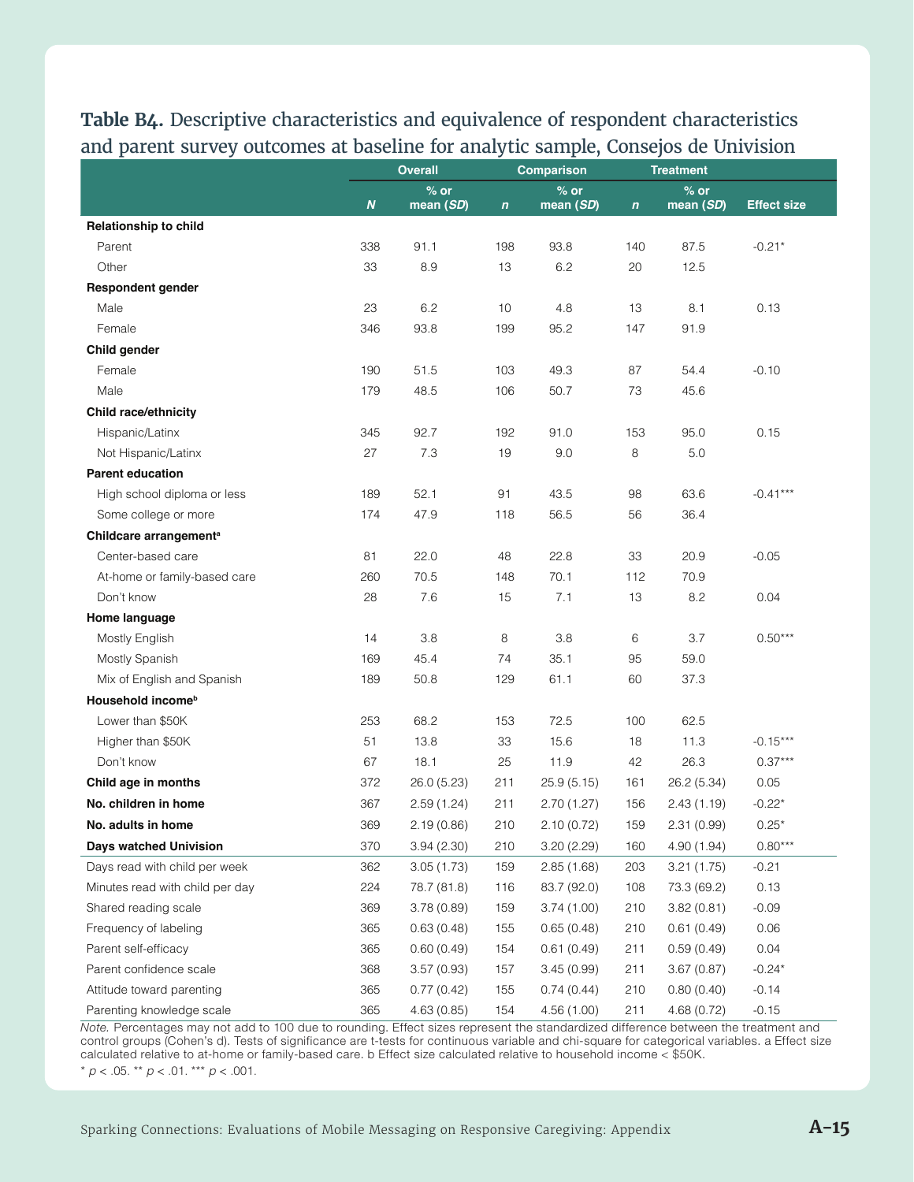**Table B4.** Descriptive characteristics and equivalence of respondent characteristics and parent survey outcomes at baseline for analytic sample, Consejos de Univision

| | Overall | | Comparison | | Treatment | | |
|---|---|---|---|---|---|---|---|
| | *N* | % or mean (*SD*) | *n* | % or mean (*SD*) | *n* | % or mean (*SD*) | Effect size |
| **Relationship to child** | | | | | | | |
| Parent | 338 | 91.1 | 198 | 93.8 | 140 | 87.5 | -0.21* |
| Other | 33 | 8.9 | 13 | 6.2 | 20 | 12.5 | |
| **Respondent gender** | | | | | | | |
| Male | 23 | 6.2 | 10 | 4.8 | 13 | 8.1 | 0.13 |
| Female | 346 | 93.8 | 199 | 95.2 | 147 | 91.9 | |
| **Child gender** | | | | | | | |
| Female | 190 | 51.5 | 103 | 49.3 | 87 | 54.4 | -0.10 |
| Male | 179 | 48.5 | 106 | 50.7 | 73 | 45.6 | |
| **Child race/ethnicity** | | | | | | | |
| Hispanic/Latinx | 345 | 92.7 | 192 | 91.0 | 153 | 95.0 | 0.15 |
| Not Hispanic/Latinx | 27 | 7.3 | 19 | 9.0 | 8 | 5.0 | |
| **Parent education** | | | | | | | |
| High school diploma or less | 189 | 52.1 | 91 | 43.5 | 98 | 63.6 | -0.41*** |
| Some college or more | 174 | 47.9 | 118 | 56.5 | 56 | 36.4 | |
| **Childcare arrangement**[a] | | | | | | | |
| Center-based care | 81 | 22.0 | 48 | 22.8 | 33 | 20.9 | -0.05 |
| At-home or family-based care | 260 | 70.5 | 148 | 70.1 | 112 | 70.9 | |
| Don't know | 28 | 7.6 | 15 | 7.1 | 13 | 8.2 | 0.04 |
| **Home language** | | | | | | | |
| Mostly English | 14 | 3.8 | 8 | 3.8 | 6 | 3.7 | 0.50*** |
| Mostly Spanish | 169 | 45.4 | 74 | 35.1 | 95 | 59.0 | |
| Mix of English and Spanish | 189 | 50.8 | 129 | 61.1 | 60 | 37.3 | |
| **Household income**[b] | | | | | | | |
| Lower than $50K | 253 | 68.2 | 153 | 72.5 | 100 | 62.5 | |
| Higher than $50K | 51 | 13.8 | 33 | 15.6 | 18 | 11.3 | -0.15*** |
| Don't know | 67 | 18.1 | 25 | 11.9 | 42 | 26.3 | 0.37*** |
| **Child age in months** | 372 | 26.0 (5.23) | 211 | 25.9 (5.15) | 161 | 26.2 (5.34) | 0.05 |
| **No. children in home** | 367 | 2.59 (1.24) | 211 | 2.70 (1.27) | 156 | 2.43 (1.19) | -0.22* |
| **No. adults in home** | 369 | 2.19 (0.86) | 210 | 2.10 (0.72) | 159 | 2.31 (0.99) | 0.25* |
| **Days watched Univision** | 370 | 3.94 (2.30) | 210 | 3.20 (2.29) | 160 | 4.90 (1.94) | 0.80*** |
| Days read with child per week | 362 | 3.05 (1.73) | 159 | 2.85 (1.68) | 203 | 3.21 (1.75) | -0.21 |
| Minutes read with child per day | 224 | 78.7 (81.8) | 116 | 83.7 (92.0) | 108 | 73.3 (69.2) | 0.13 |
| Shared reading scale | 369 | 3.78 (0.89) | 159 | 3.74 (1.00) | 210 | 3.82 (0.81) | -0.09 |
| Frequency of labeling | 365 | 0.63 (0.48) | 155 | 0.65 (0.48) | 210 | 0.61 (0.49) | 0.06 |
| Parent self-efficacy | 365 | 0.60 (0.49) | 154 | 0.61 (0.49) | 211 | 0.59 (0.49) | 0.04 |
| Parent confidence scale | 368 | 3.57 (0.93) | 157 | 3.45 (0.99) | 211 | 3.67 (0.87) | -0.24* |
| Attitude toward parenting | 365 | 0.77 (0.42) | 155 | 0.74 (0.44) | 210 | 0.80 (0.40) | -0.14 |
| Parenting knowledge scale | 365 | 4.63 (0.85) | 154 | 4.56 (1.00) | 211 | 4.68 (0.72) | -0.15 |

*Note.* Percentages may not add to 100 due to rounding. Effect sizes represent the standardized difference between the treatment and control groups (Cohen's d). Tests of significance are t-tests for continuous variable and chi-square for categorical variables. a Effect size calculated relative to at-home or family-based care. b Effect size calculated relative to household income < $50K.

\* $p < .05$. \*\* $p < .01$. \*\*\* $p < .001$.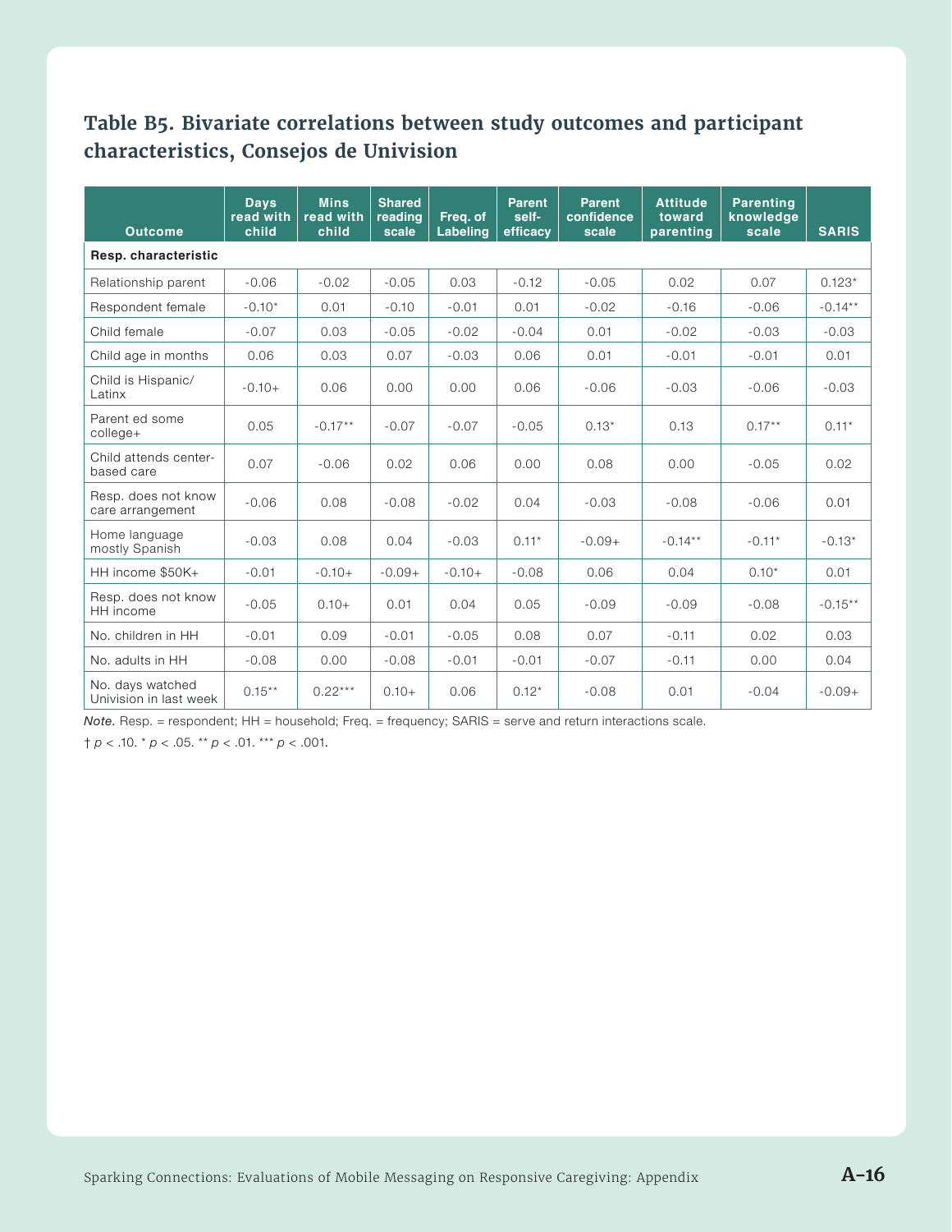## Table B5. Bivariate correlations between study outcomes and participant characteristics, Consejos de Univision

| Outcome | Days read with child | Mins read with child | Shared reading scale | Freq. of Labeling | Parent self-efficacy | Parent confidence scale | Attitude toward parenting | Parenting knowledge scale | SARIS |
|---|---|---|---|---|---|---|---|---|---|
| **Resp. characteristic** | | | | | | | | | |
| Relationship parent | -0.06 | -0.02 | -0.05 | 0.03 | -0.12 | -0.05 | 0.02 | 0.07 | 0.123* |
| Respondent female | -0.10* | 0.01 | -0.10 | -0.01 | 0.01 | -0.02 | -0.16 | -0.06 | -0.14** |
| Child female | -0.07 | 0.03 | -0.05 | -0.02 | -0.04 | 0.01 | -0.02 | -0.03 | -0.03 |
| Child age in months | 0.06 | 0.03 | 0.07 | -0.03 | 0.06 | 0.01 | -0.01 | -0.01 | 0.01 |
| Child is Hispanic/ Latinx | -0.10+ | 0.06 | 0.00 | 0.00 | 0.06 | -0.06 | -0.03 | -0.06 | -0.03 |
| Parent ed some college+ | 0.05 | -0.17** | -0.07 | -0.07 | -0.05 | 0.13* | 0.13 | 0.17** | 0.11* |
| Child attends center-based care | 0.07 | -0.06 | 0.02 | 0.06 | 0.00 | 0.08 | 0.00 | -0.05 | 0.02 |
| Resp. does not know care arrangement | -0.06 | 0.08 | -0.08 | -0.02 | 0.04 | -0.03 | -0.08 | -0.06 | 0.01 |
| Home language mostly Spanish | -0.03 | 0.08 | 0.04 | -0.03 | 0.11* | -0.09+ | -0.14** | -0.11* | -0.13* |
| HH income $50K+ | -0.01 | -0.10+ | -0.09+ | -0.10+ | -0.08 | 0.06 | 0.04 | 0.10* | 0.01 |
| Resp. does not know HH income | -0.05 | 0.10+ | 0.01 | 0.04 | 0.05 | -0.09 | -0.09 | -0.08 | -0.15** |
| No. children in HH | -0.01 | 0.09 | -0.01 | -0.05 | 0.08 | 0.07 | -0.11 | 0.02 | 0.03 |
| No. adults in HH | -0.08 | 0.00 | -0.08 | -0.01 | -0.01 | -0.07 | -0.11 | 0.00 | 0.04 |
| No. days watched Univision in last week | 0.15** | 0.22*** | 0.10+ | 0.06 | 0.12* | -0.08 | 0.01 | -0.04 | -0.09+ |

*Note.* Resp. = respondent; HH = household; Freq. = frequency; SARIS = serve and return interactions scale.

† $p < .10$. * $p < .05$. ** $p < .01$. *** $p < .001$.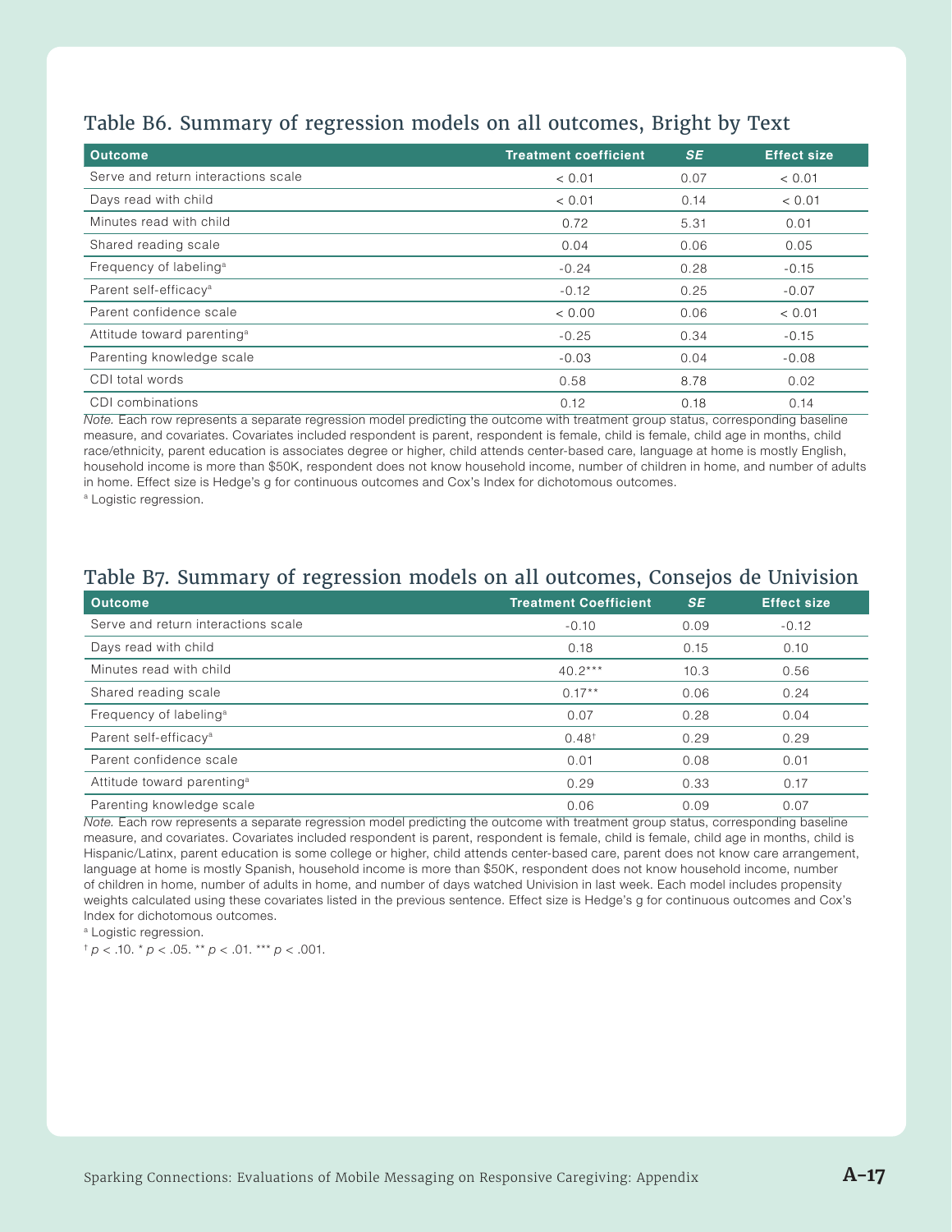## Table B6. Summary of regression models on all outcomes, Bright by Text

| Outcome | Treatment coefficient | *SE* | Effect size |
|---|---|---|---|
| Serve and return interactions scale | < 0.01 | 0.07 | < 0.01 |
| Days read with child | < 0.01 | 0.14 | < 0.01 |
| Minutes read with child | 0.72 | 5.31 | 0.01 |
| Shared reading scale | 0.04 | 0.06 | 0.05 |
| Frequency of labeling[a] | -0.24 | 0.28 | -0.15 |
| Parent self-efficacy[a] | -0.12 | 0.25 | -0.07 |
| Parent confidence scale | < 0.00 | 0.06 | < 0.01 |
| Attitude toward parenting[a] | -0.25 | 0.34 | -0.15 |
| Parenting knowledge scale | -0.03 | 0.04 | -0.08 |
| CDI total words | 0.58 | 8.78 | 0.02 |
| CDI combinations | 0.12 | 0.18 | 0.14 |

*Note.* Each row represents a separate regression model predicting the outcome with treatment group status, corresponding baseline measure, and covariates. Covariates included respondent is parent, respondent is female, child is female, child age in months, child race/ethnicity, parent education is associates degree or higher, child attends center-based care, language at home is mostly English, household income is more than $50K, respondent does not know household income, number of children in home, and number of adults in home. Effect size is Hedge's g for continuous outcomes and Cox's Index for dichotomous outcomes.

[a] Logistic regression.

## Table B7. Summary of regression models on all outcomes, Consejos de Univision

| Outcome | Treatment Coefficient | *SE* | Effect size |
|---|---|---|---|
| Serve and return interactions scale | -0.10 | 0.09 | -0.12 |
| Days read with child | 0.18 | 0.15 | 0.10 |
| Minutes read with child | 40.2*** | 10.3 | 0.56 |
| Shared reading scale | 0.17** | 0.06 | 0.24 |
| Frequency of labeling[a] | 0.07 | 0.28 | 0.04 |
| Parent self-efficacy[a] | 0.48† | 0.29 | 0.29 |
| Parent confidence scale | 0.01 | 0.08 | 0.01 |
| Attitude toward parenting[a] | 0.29 | 0.33 | 0.17 |
| Parenting knowledge scale | 0.06 | 0.09 | 0.07 |

*Note.* Each row represents a separate regression model predicting the outcome with treatment group status, corresponding baseline measure, and covariates. Covariates included respondent is parent, respondent is female, child is female, child age in months, child is Hispanic/Latinx, parent education is some college or higher, child attends center-based care, parent does not know care arrangement, language at home is mostly Spanish, household income is more than $50K, respondent does not know household income, number of children in home, number of adults in home, and number of days watched Univision in last week. Each model includes propensity weights calculated using these covariates listed in the previous sentence. Effect size is Hedge's g for continuous outcomes and Cox's Index for dichotomous outcomes.

[a] Logistic regression.

† $p < .10$. * $p < .05$. ** $p < .01$. *** $p < .001$.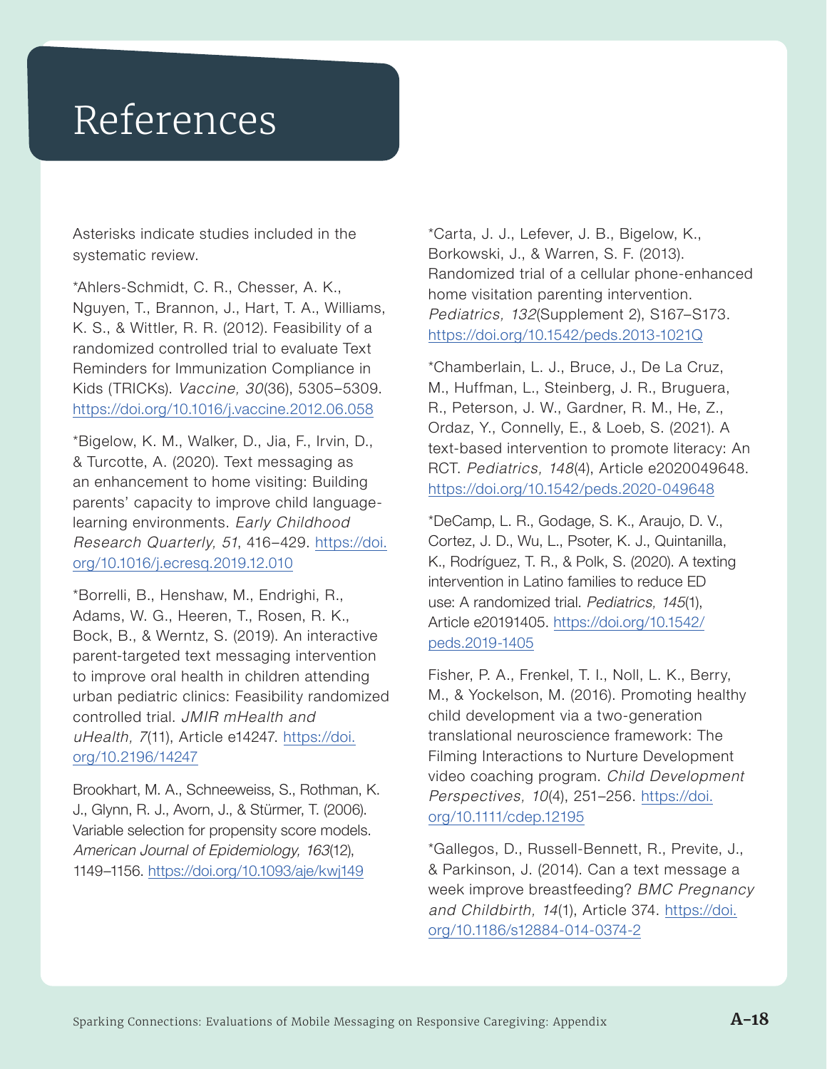# References

Asterisks indicate studies included in the systematic review.

*Ahlers-Schmidt, C. R., Chesser, A. K., Nguyen, T., Brannon, J., Hart, T. A., Williams, K. S., & Wittler, R. R. (2012). Feasibility of a randomized controlled trial to evaluate Text Reminders for Immunization Compliance in Kids (TRICKs). *Vaccine, 30*(36), 5305–5309. https://doi.org/10.1016/j.vaccine.2012.06.058

*Bigelow, K. M., Walker, D., Jia, F., Irvin, D., & Turcotte, A. (2020). Text messaging as an enhancement to home visiting: Building parents' capacity to improve child language-learning environments. *Early Childhood Research Quarterly, 51*, 416–429. https://doi.org/10.1016/j.ecresq.2019.12.010

*Borrelli, B., Henshaw, M., Endrighi, R., Adams, W. G., Heeren, T., Rosen, R. K., Bock, B., & Werntz, S. (2019). An interactive parent-targeted text messaging intervention to improve oral health in children attending urban pediatric clinics: Feasibility randomized controlled trial. *JMIR mHealth and uHealth, 7*(11), Article e14247. https://doi.org/10.2196/14247

Brookhart, M. A., Schneeweiss, S., Rothman, K. J., Glynn, R. J., Avorn, J., & Stürmer, T. (2006). Variable selection for propensity score models. *American Journal of Epidemiology, 163*(12), 1149–1156. https://doi.org/10.1093/aje/kwj149

*Carta, J. J., Lefever, J. B., Bigelow, K., Borkowski, J., & Warren, S. F. (2013). Randomized trial of a cellular phone-enhanced home visitation parenting intervention. *Pediatrics, 132*(Supplement 2), S167–S173. https://doi.org/10.1542/peds.2013-1021Q

*Chamberlain, L. J., Bruce, J., De La Cruz, M., Huffman, L., Steinberg, J. R., Bruguera, R., Peterson, J. W., Gardner, R. M., He, Z., Ordaz, Y., Connelly, E., & Loeb, S. (2021). A text-based intervention to promote literacy: An RCT. *Pediatrics, 148*(4), Article e2020049648. https://doi.org/10.1542/peds.2020-049648

*DeCamp, L. R., Godage, S. K., Araujo, D. V., Cortez, J. D., Wu, L., Psoter, K. J., Quintanilla, K., Rodríguez, T. R., & Polk, S. (2020). A texting intervention in Latino families to reduce ED use: A randomized trial. *Pediatrics, 145*(1), Article e20191405. https://doi.org/10.1542/peds.2019-1405

Fisher, P. A., Frenkel, T. I., Noll, L. K., Berry, M., & Yockelson, M. (2016). Promoting healthy child development via a two-generation translational neuroscience framework: The Filming Interactions to Nurture Development video coaching program. *Child Development Perspectives, 10*(4), 251–256. https://doi.org/10.1111/cdep.12195

*Gallegos, D., Russell-Bennett, R., Previte, J., & Parkinson, J. (2014). Can a text message a week improve breastfeeding? *BMC Pregnancy and Childbirth, 14*(1), Article 374. https://doi.org/10.1186/s12884-014-0374-2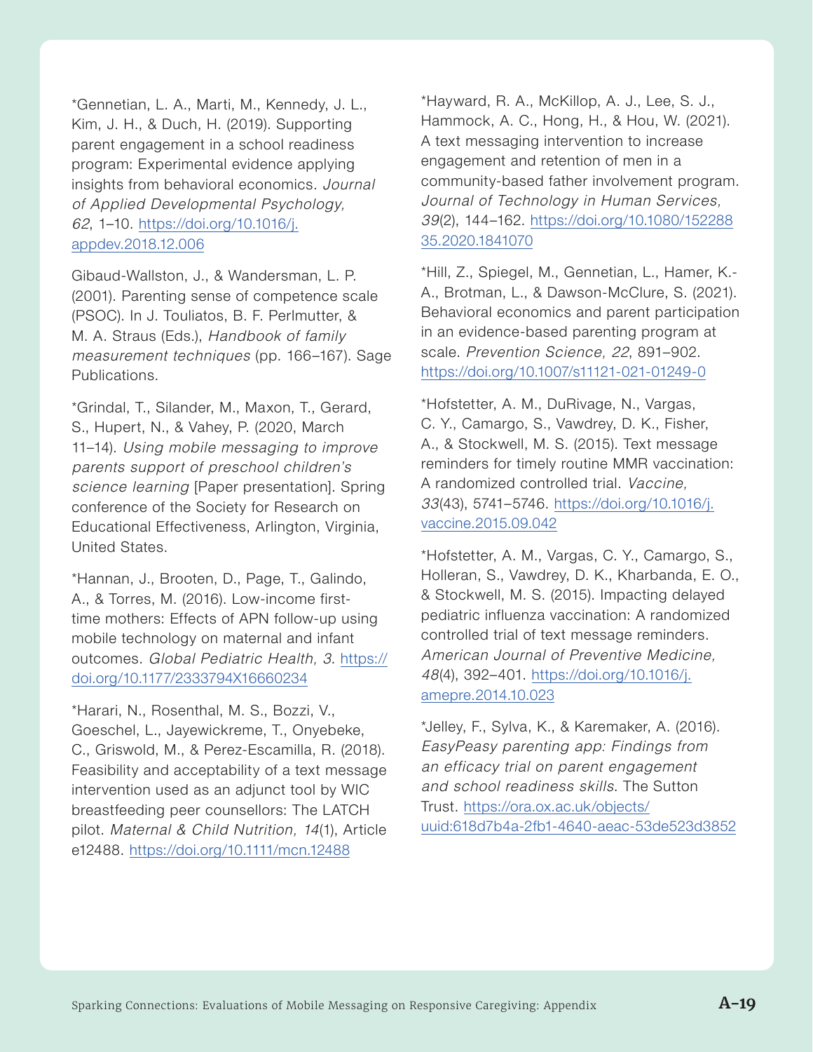*Gennetian, L. A., Marti, M., Kennedy, J. L., Kim, J. H., & Duch, H. (2019). Supporting parent engagement in a school readiness program: Experimental evidence applying insights from behavioral economics. *Journal of Applied Developmental Psychology, 62*, 1–10. https://doi.org/10.1016/j.appdev.2018.12.006

Gibaud-Wallston, J., & Wandersman, L. P. (2001). Parenting sense of competence scale (PSOC). In J. Touliatos, B. F. Perlmutter, & M. A. Straus (Eds.), *Handbook of family measurement techniques* (pp. 166–167). Sage Publications.

*Grindal, T., Silander, M., Maxon, T., Gerard, S., Hupert, N., & Vahey, P. (2020, March 11–14). *Using mobile messaging to improve parents support of preschool children's science learning* [Paper presentation]. Spring conference of the Society for Research on Educational Effectiveness, Arlington, Virginia, United States.

*Hannan, J., Brooten, D., Page, T., Galindo, A., & Torres, M. (2016). Low-income first-time mothers: Effects of APN follow-up using mobile technology on maternal and infant outcomes. *Global Pediatric Health, 3*. https://doi.org/10.1177/2333794X16660234

*Harari, N., Rosenthal, M. S., Bozzi, V., Goeschel, L., Jayewickreme, T., Onyebeke, C., Griswold, M., & Perez-Escamilla, R. (2018). Feasibility and acceptability of a text message intervention used as an adjunct tool by WIC breastfeeding peer counsellors: The LATCH pilot. *Maternal & Child Nutrition, 14*(1), Article e12488. https://doi.org/10.1111/mcn.12488

*Hayward, R. A., McKillop, A. J., Lee, S. J., Hammock, A. C., Hong, H., & Hou, W. (2021). A text messaging intervention to increase engagement and retention of men in a community-based father involvement program. *Journal of Technology in Human Services, 39*(2), 144–162. https://doi.org/10.1080/15228835.2020.1841070

*Hill, Z., Spiegel, M., Gennetian, L., Hamer, K.-A., Brotman, L., & Dawson-McClure, S. (2021). Behavioral economics and parent participation in an evidence-based parenting program at scale. *Prevention Science, 22*, 891–902. https://doi.org/10.1007/s11121-021-01249-0

*Hofstetter, A. M., DuRivage, N., Vargas, C. Y., Camargo, S., Vawdrey, D. K., Fisher, A., & Stockwell, M. S. (2015). Text message reminders for timely routine MMR vaccination: A randomized controlled trial. *Vaccine, 33*(43), 5741–5746. https://doi.org/10.1016/j.vaccine.2015.09.042

*Hofstetter, A. M., Vargas, C. Y., Camargo, S., Holleran, S., Vawdrey, D. K., Kharbanda, E. O., & Stockwell, M. S. (2015). Impacting delayed pediatric influenza vaccination: A randomized controlled trial of text message reminders. *American Journal of Preventive Medicine, 48*(4), 392–401. https://doi.org/10.1016/j.amepre.2014.10.023

*Jelley, F., Sylva, K., & Karemaker, A. (2016). *EasyPeasy parenting app: Findings from an efficacy trial on parent engagement and school readiness skills*. The Sutton Trust. https://ora.ox.ac.uk/objects/uuid:618d7b4a-2fb1-4640-aeac-53de523d3852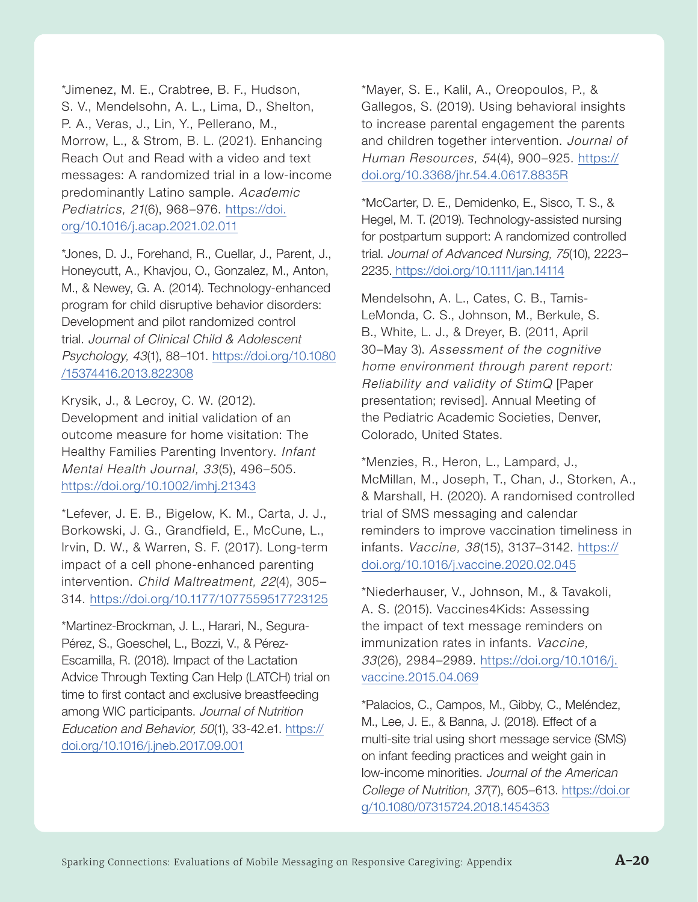*Jimenez, M. E., Crabtree, B. F., Hudson, S. V., Mendelsohn, A. L., Lima, D., Shelton, P. A., Veras, J., Lin, Y., Pellerano, M., Morrow, L., & Strom, B. L. (2021). Enhancing Reach Out and Read with a video and text messages: A randomized trial in a low-income predominantly Latino sample. *Academic Pediatrics, 21*(6), 968–976. https://doi.org/10.1016/j.acap.2021.02.011

*Jones, D. J., Forehand, R., Cuellar, J., Parent, J., Honeycutt, A., Khavjou, O., Gonzalez, M., Anton, M., & Newey, G. A. (2014). Technology-enhanced program for child disruptive behavior disorders: Development and pilot randomized control trial. *Journal of Clinical Child & Adolescent Psychology, 43*(1), 88–101. https://doi.org/10.1080/15374416.2013.822308

Krysik, J., & Lecroy, C. W. (2012). Development and initial validation of an outcome measure for home visitation: The Healthy Families Parenting Inventory. *Infant Mental Health Journal, 33*(5), 496–505. https://doi.org/10.1002/imhj.21343

*Lefever, J. E. B., Bigelow, K. M., Carta, J. J., Borkowski, J. G., Grandfield, E., McCune, L., Irvin, D. W., & Warren, S. F. (2017). Long-term impact of a cell phone-enhanced parenting intervention. *Child Maltreatment, 22*(4), 305–314. https://doi.org/10.1177/1077559517723125

*Martinez-Brockman, J. L., Harari, N., Segura-Pérez, S., Goeschel, L., Bozzi, V., & Pérez-Escamilla, R. (2018). Impact of the Lactation Advice Through Texting Can Help (LATCH) trial on time to first contact and exclusive breastfeeding among WIC participants. *Journal of Nutrition Education and Behavior, 50*(1), 33-42.e1. https://doi.org/10.1016/j.jneb.2017.09.001

*Mayer, S. E., Kalil, A., Oreopoulos, P., & Gallegos, S. (2019). Using behavioral insights to increase parental engagement the parents and children together intervention. *Journal of Human Resources, 5*4(4), 900–925. https://doi.org/10.3368/jhr.54.4.0617.8835R

*McCarter, D. E., Demidenko, E., Sisco, T. S., & Hegel, M. T. (2019). Technology-assisted nursing for postpartum support: A randomized controlled trial. *Journal of Advanced Nursing, 75*(10), 2223–2235. https://doi.org/10.1111/jan.14114

Mendelsohn, A. L., Cates, C. B., Tamis-LeMonda, C. S., Johnson, M., Berkule, S. B., White, L. J., & Dreyer, B. (2011, April 30–May 3). *Assessment of the cognitive home environment through parent report: Reliability and validity of StimQ* [Paper presentation; revised]. Annual Meeting of the Pediatric Academic Societies, Denver, Colorado, United States.

*Menzies, R., Heron, L., Lampard, J., McMillan, M., Joseph, T., Chan, J., Storken, A., & Marshall, H. (2020). A randomised controlled trial of SMS messaging and calendar reminders to improve vaccination timeliness in infants. *Vaccine, 38*(15), 3137–3142. https://doi.org/10.1016/j.vaccine.2020.02.045

*Niederhauser, V., Johnson, M., & Tavakoli, A. S. (2015). Vaccines4Kids: Assessing the impact of text message reminders on immunization rates in infants. *Vaccine, 33*(26), 2984–2989. https://doi.org/10.1016/j.vaccine.2015.04.069

*Palacios, C., Campos, M., Gibby, C., Meléndez, M., Lee, J. E., & Banna, J. (2018). Effect of a multi-site trial using short message service (SMS) on infant feeding practices and weight gain in low-income minorities. *Journal of the American College of Nutrition, 37*(7), 605–613. https://doi.org/10.1080/07315724.2018.1454353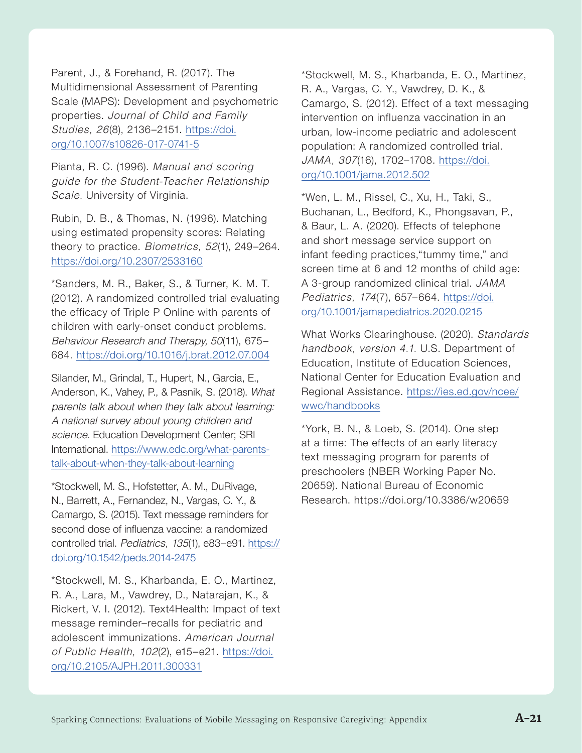Parent, J., & Forehand, R. (2017). The Multidimensional Assessment of Parenting Scale (MAPS): Development and psychometric properties. *Journal of Child and Family Studies, 26*(8), 2136–2151. https://doi.org/10.1007/s10826-017-0741-5

Pianta, R. C. (1996). *Manual and scoring guide for the Student-Teacher Relationship Scale.* University of Virginia.

Rubin, D. B., & Thomas, N. (1996). Matching using estimated propensity scores: Relating theory to practice. *Biometrics, 52*(1), 249–264. https://doi.org/10.2307/2533160

*Sanders, M. R., Baker, S., & Turner, K. M. T. (2012). A randomized controlled trial evaluating the efficacy of Triple P Online with parents of children with early-onset conduct problems. *Behaviour Research and Therapy, 50*(11), 675–684. https://doi.org/10.1016/j.brat.2012.07.004

Silander, M., Grindal, T., Hupert, N., Garcia, E., Anderson, K., Vahey, P., & Pasnik, S. (2018). *What parents talk about when they talk about learning: A national survey about young children and science.* Education Development Center; SRI International. https://www.edc.org/what-parents-talk-about-when-they-talk-about-learning

*Stockwell, M. S., Hofstetter, A. M., DuRivage, N., Barrett, A., Fernandez, N., Vargas, C. Y., & Camargo, S. (2015). Text message reminders for second dose of influenza vaccine: a randomized controlled trial. *Pediatrics, 135*(1), e83–e91. https://doi.org/10.1542/peds.2014-2475

*Stockwell, M. S., Kharbanda, E. O., Martinez, R. A., Lara, M., Vawdrey, D., Natarajan, K., & Rickert, V. I. (2012). Text4Health: Impact of text message reminder–recalls for pediatric and adolescent immunizations. *American Journal of Public Health, 102*(2), e15–e21. https://doi.org/10.2105/AJPH.2011.300331

*Stockwell, M. S., Kharbanda, E. O., Martinez, R. A., Vargas, C. Y., Vawdrey, D. K., & Camargo, S. (2012). Effect of a text messaging intervention on influenza vaccination in an urban, low-income pediatric and adolescent population: A randomized controlled trial. *JAMA, 307*(16), 1702–1708. https://doi.org/10.1001/jama.2012.502

*Wen, L. M., Rissel, C., Xu, H., Taki, S., Buchanan, L., Bedford, K., Phongsavan, P., & Baur, L. A. (2020). Effects of telephone and short message service support on infant feeding practices,"tummy time," and screen time at 6 and 12 months of child age: A 3-group randomized clinical trial. *JAMA Pediatrics, 174*(7), 657–664. https://doi.org/10.1001/jamapediatrics.2020.0215

What Works Clearinghouse. (2020). *Standards handbook, version 4.1.* U.S. Department of Education, Institute of Education Sciences, National Center for Education Evaluation and Regional Assistance. https://ies.ed.gov/ncee/wwc/handbooks

*York, B. N., & Loeb, S. (2014). One step at a time: The effects of an early literacy text messaging program for parents of preschoolers (NBER Working Paper No. 20659). National Bureau of Economic Research. https://doi.org/10.3386/w20659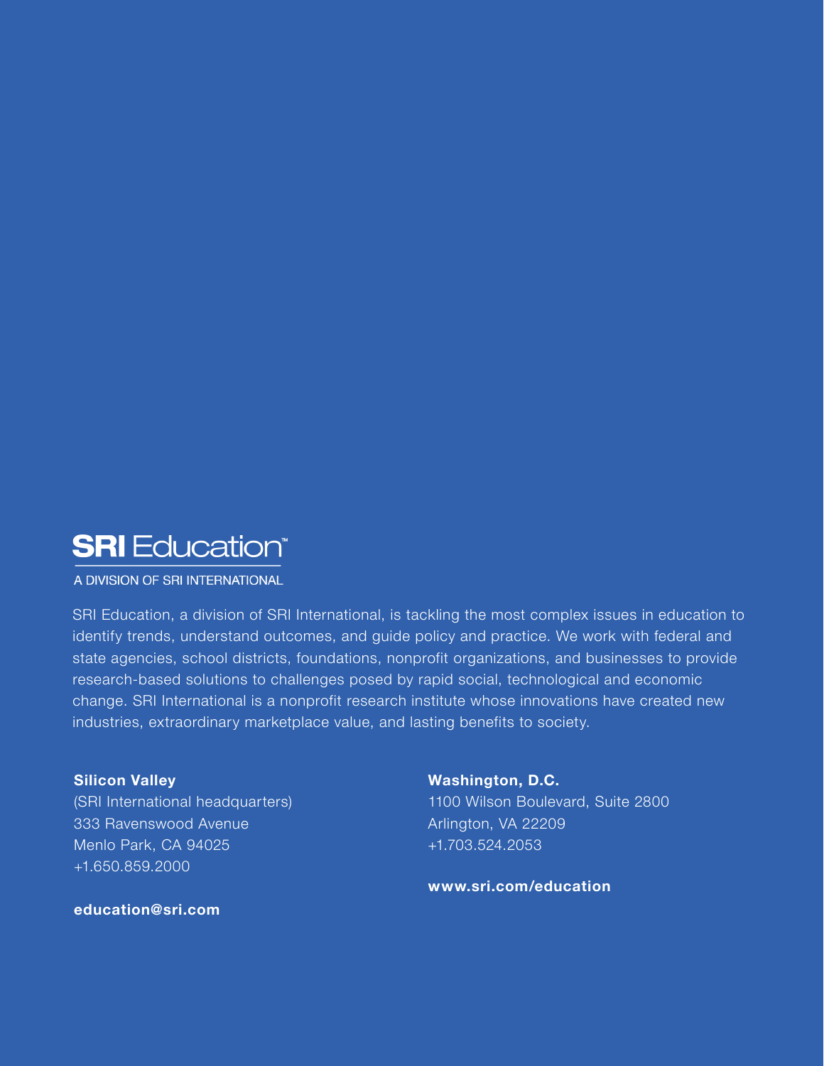**SRI Education™**

A DIVISION OF SRI INTERNATIONAL

SRI Education, a division of SRI International, is tackling the most complex issues in education to identify trends, understand outcomes, and guide policy and practice. We work with federal and state agencies, school districts, foundations, nonprofit organizations, and businesses to provide research-based solutions to challenges posed by rapid social, technological and economic change. SRI International is a nonprofit research institute whose innovations have created new industries, extraordinary marketplace value, and lasting benefits to society.

**Silicon Valley**
(SRI International headquarters)
333 Ravenswood Avenue
Menlo Park, CA 94025
+1.650.859.2000

**education@sri.com**

**Washington, D.C.**
1100 Wilson Boulevard, Suite 2800
Arlington, VA 22209
+1.703.524.2053

**www.sri.com/education**